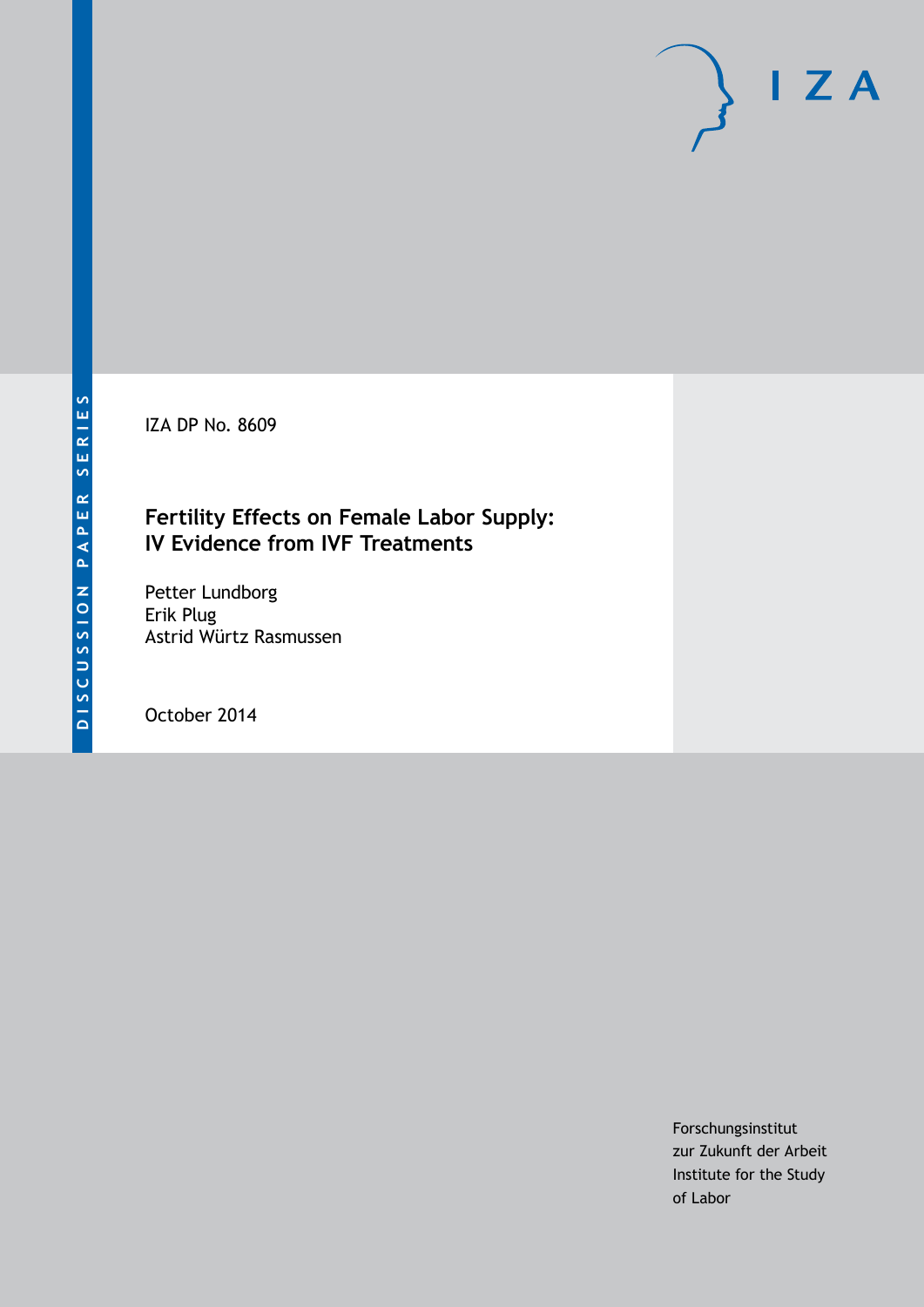DISCUSSION PAPER SERIES

IZA

IZA DP No. 8609

# Fertility Effects on Female Labor Supply: IV Evidence from IVF Treatments

Petter Lundborg
Erik Plug
Astrid Würtz Rasmussen

October 2014

Forschungsinstitut
zur Zukunft der Arbeit
Institute for the Study
of Labor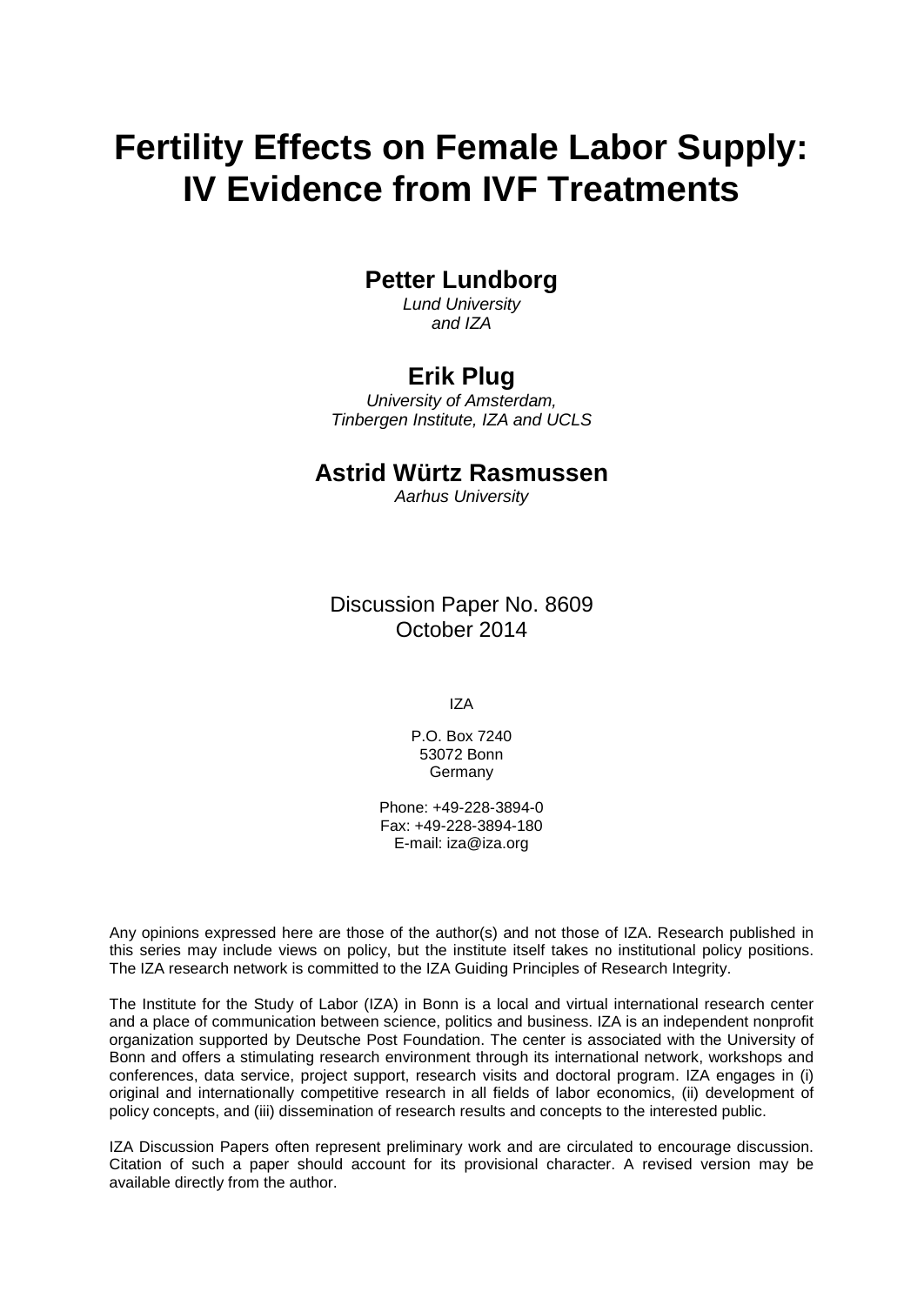# Fertility Effects on Female Labor Supply: IV Evidence from IVF Treatments

**Petter Lundborg**
*Lund University*
*and IZA*

**Erik Plug**
*University of Amsterdam,*
*Tinbergen Institute, IZA and UCLS*

**Astrid Würtz Rasmussen**
*Aarhus University*

Discussion Paper No. 8609
October 2014

IZA

P.O. Box 7240
53072 Bonn
Germany

Phone: +49-228-3894-0
Fax: +49-228-3894-180
E-mail: iza@iza.org

Any opinions expressed here are those of the author(s) and not those of IZA. Research published in this series may include views on policy, but the institute itself takes no institutional policy positions. The IZA research network is committed to the IZA Guiding Principles of Research Integrity.

The Institute for the Study of Labor (IZA) in Bonn is a local and virtual international research center and a place of communication between science, politics and business. IZA is an independent nonprofit organization supported by Deutsche Post Foundation. The center is associated with the University of Bonn and offers a stimulating research environment through its international network, workshops and conferences, data service, project support, research visits and doctoral program. IZA engages in (i) original and internationally competitive research in all fields of labor economics, (ii) development of policy concepts, and (iii) dissemination of research results and concepts to the interested public.

IZA Discussion Papers often represent preliminary work and are circulated to encourage discussion. Citation of such a paper should account for its provisional character. A revised version may be available directly from the author.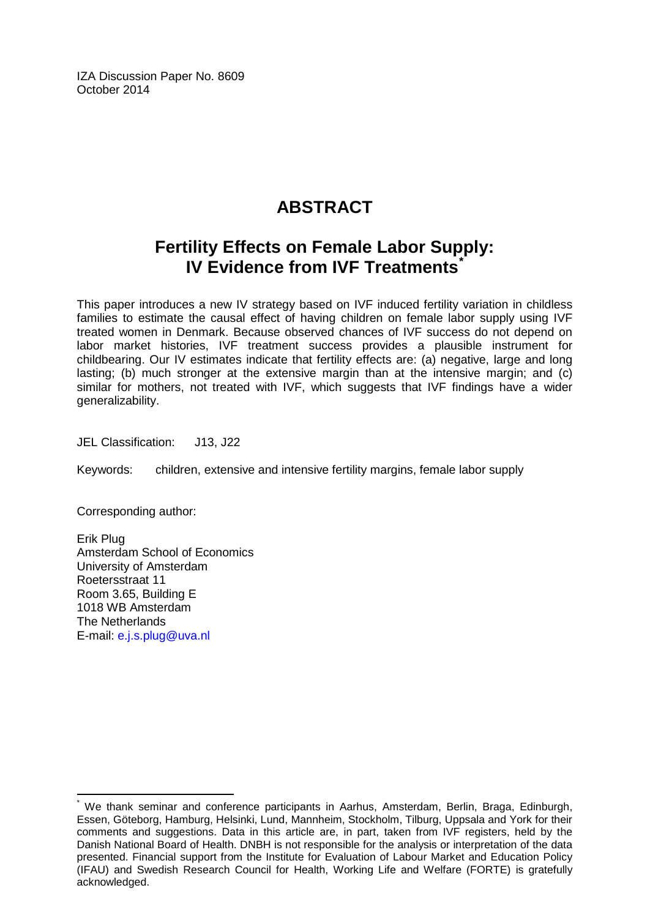IZA Discussion Paper No. 8609
October 2014

# ABSTRACT

## Fertility Effects on Female Labor Supply: IV Evidence from IVF Treatments*

This paper introduces a new IV strategy based on IVF induced fertility variation in childless families to estimate the causal effect of having children on female labor supply using IVF treated women in Denmark. Because observed chances of IVF success do not depend on labor market histories, IVF treatment success provides a plausible instrument for childbearing. Our IV estimates indicate that fertility effects are: (a) negative, large and long lasting; (b) much stronger at the extensive margin than at the intensive margin; and (c) similar for mothers, not treated with IVF, which suggests that IVF findings have a wider generalizability.

JEL Classification: J13, J22

Keywords: children, extensive and intensive fertility margins, female labor supply

Corresponding author:

Erik Plug
Amsterdam School of Economics
University of Amsterdam
Roetersstraat 11
Room 3.65, Building E
1018 WB Amsterdam
The Netherlands
E-mail: e.j.s.plug@uva.nl

---

* We thank seminar and conference participants in Aarhus, Amsterdam, Berlin, Braga, Edinburgh, Essen, Göteborg, Hamburg, Helsinki, Lund, Mannheim, Stockholm, Tilburg, Uppsala and York for their comments and suggestions. Data in this article are, in part, taken from IVF registers, held by the Danish National Board of Health. DNBH is not responsible for the analysis or interpretation of the data presented. Financial support from the Institute for Evaluation of Labour Market and Education Policy (IFAU) and Swedish Research Council for Health, Working Life and Welfare (FORTE) is gratefully acknowledged.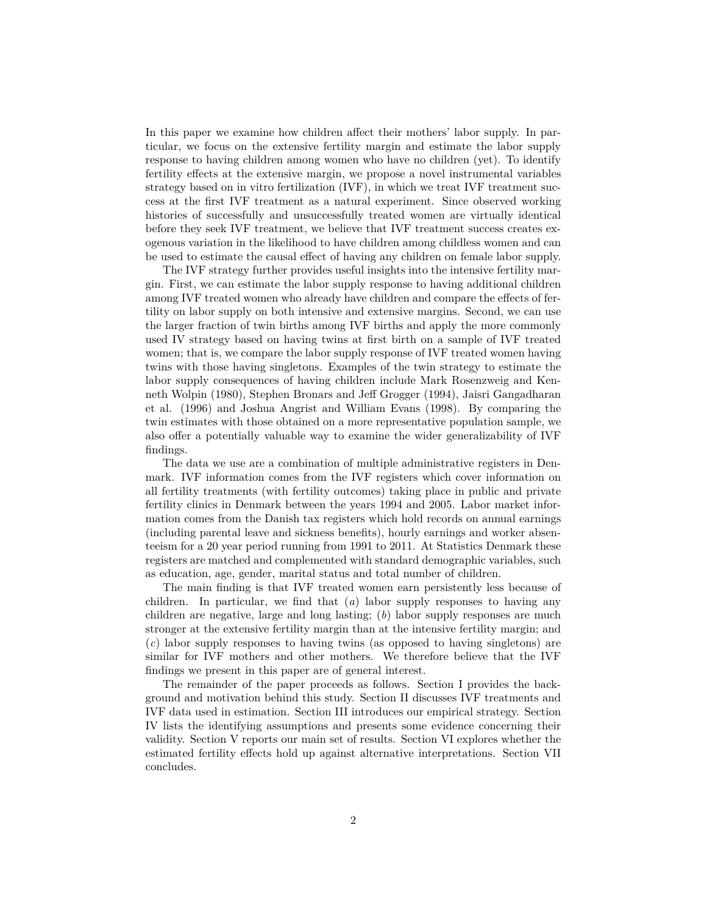In this paper we examine how children affect their mothers' labor supply. In particular, we focus on the extensive fertility margin and estimate the labor supply response to having children among women who have no children (yet). To identify fertility effects at the extensive margin, we propose a novel instrumental variables strategy based on in vitro fertilization (IVF), in which we treat IVF treatment success at the first IVF treatment as a natural experiment. Since observed working histories of successfully and unsuccessfully treated women are virtually identical before they seek IVF treatment, we believe that IVF treatment success creates exogenous variation in the likelihood to have children among childless women and can be used to estimate the causal effect of having any children on female labor supply.

The IVF strategy further provides useful insights into the intensive fertility margin. First, we can estimate the labor supply response to having additional children among IVF treated women who already have children and compare the effects of fertility on labor supply on both intensive and extensive margins. Second, we can use the larger fraction of twin births among IVF births and apply the more commonly used IV strategy based on having twins at first birth on a sample of IVF treated women; that is, we compare the labor supply response of IVF treated women having twins with those having singletons. Examples of the twin strategy to estimate the labor supply consequences of having children include Mark Rosenzweig and Kenneth Wolpin (1980), Stephen Bronars and Jeff Grogger (1994), Jaisri Gangadharan et al. (1996) and Joshua Angrist and William Evans (1998). By comparing the twin estimates with those obtained on a more representative population sample, we also offer a potentially valuable way to examine the wider generalizability of IVF findings.

The data we use are a combination of multiple administrative registers in Denmark. IVF information comes from the IVF registers which cover information on all fertility treatments (with fertility outcomes) taking place in public and private fertility clinics in Denmark between the years 1994 and 2005. Labor market information comes from the Danish tax registers which hold records on annual earnings (including parental leave and sickness benefits), hourly earnings and worker absenteeism for a 20 year period running from 1991 to 2011. At Statistics Denmark these registers are matched and complemented with standard demographic variables, such as education, age, gender, marital status and total number of children.

The main finding is that IVF treated women earn persistently less because of children. In particular, we find that (*a*) labor supply responses to having any children are negative, large and long lasting; (*b*) labor supply responses are much stronger at the extensive fertility margin than at the intensive fertility margin; and (*c*) labor supply responses to having twins (as opposed to having singletons) are similar for IVF mothers and other mothers. We therefore believe that the IVF findings we present in this paper are of general interest.

The remainder of the paper proceeds as follows. Section I provides the background and motivation behind this study. Section II discusses IVF treatments and IVF data used in estimation. Section III introduces our empirical strategy. Section IV lists the identifying assumptions and presents some evidence concerning their validity. Section V reports our main set of results. Section VI explores whether the estimated fertility effects hold up against alternative interpretations. Section VII concludes.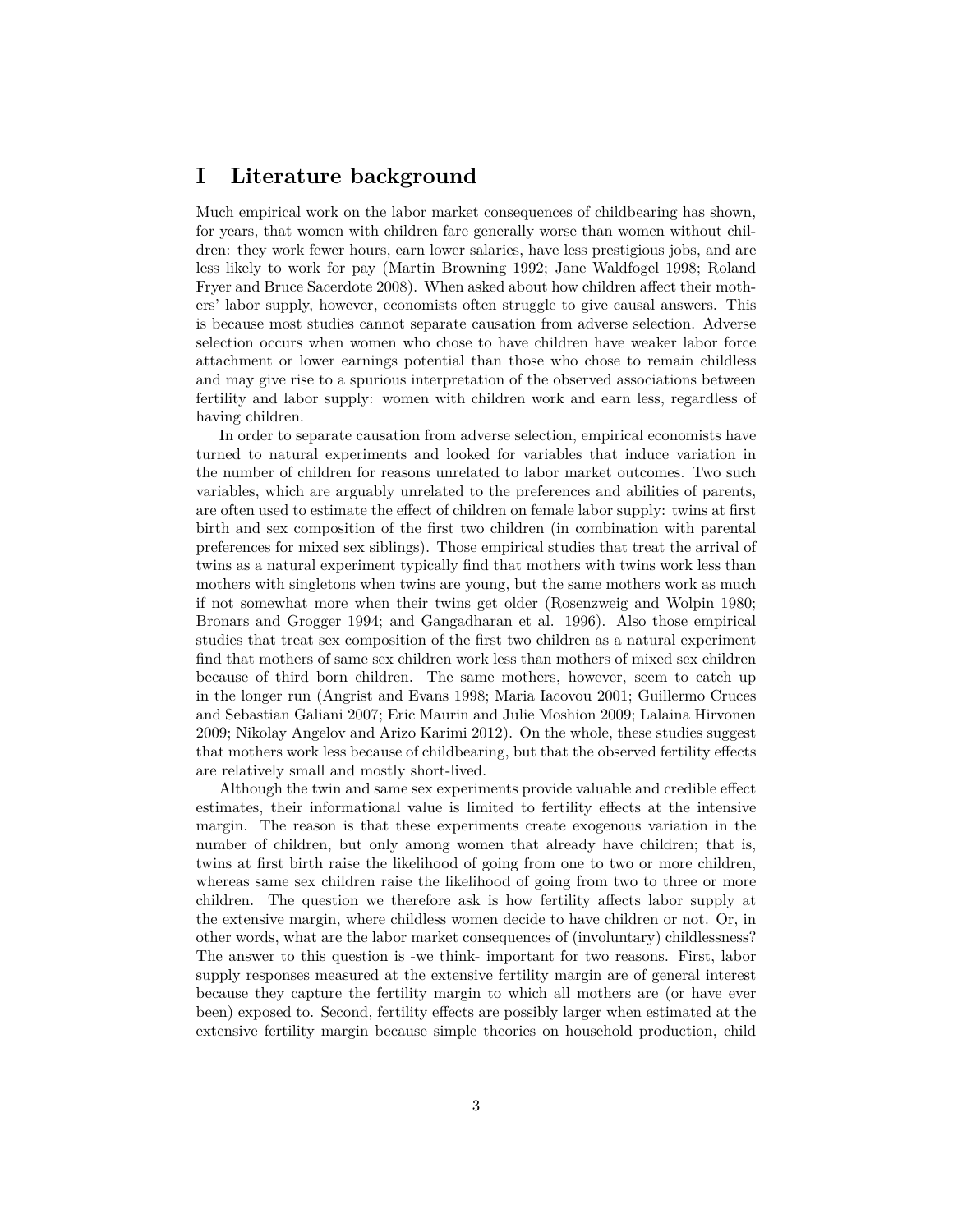# I Literature background

Much empirical work on the labor market consequences of childbearing has shown, for years, that women with children fare generally worse than women without children: they work fewer hours, earn lower salaries, have less prestigious jobs, and are less likely to work for pay (Martin Browning 1992; Jane Waldfogel 1998; Roland Fryer and Bruce Sacerdote 2008). When asked about how children affect their mothers' labor supply, however, economists often struggle to give causal answers. This is because most studies cannot separate causation from adverse selection. Adverse selection occurs when women who chose to have children have weaker labor force attachment or lower earnings potential than those who chose to remain childless and may give rise to a spurious interpretation of the observed associations between fertility and labor supply: women with children work and earn less, regardless of having children.

In order to separate causation from adverse selection, empirical economists have turned to natural experiments and looked for variables that induce variation in the number of children for reasons unrelated to labor market outcomes. Two such variables, which are arguably unrelated to the preferences and abilities of parents, are often used to estimate the effect of children on female labor supply: twins at first birth and sex composition of the first two children (in combination with parental preferences for mixed sex siblings). Those empirical studies that treat the arrival of twins as a natural experiment typically find that mothers with twins work less than mothers with singletons when twins are young, but the same mothers work as much if not somewhat more when their twins get older (Rosenzweig and Wolpin 1980; Bronars and Grogger 1994; and Gangadharan et al. 1996). Also those empirical studies that treat sex composition of the first two children as a natural experiment find that mothers of same sex children work less than mothers of mixed sex children because of third born children. The same mothers, however, seem to catch up in the longer run (Angrist and Evans 1998; Maria Iacovou 2001; Guillermo Cruces and Sebastian Galiani 2007; Eric Maurin and Julie Moshion 2009; Lalaina Hirvonen 2009; Nikolay Angelov and Arizo Karimi 2012). On the whole, these studies suggest that mothers work less because of childbearing, but that the observed fertility effects are relatively small and mostly short-lived.

Although the twin and same sex experiments provide valuable and credible effect estimates, their informational value is limited to fertility effects at the intensive margin. The reason is that these experiments create exogenous variation in the number of children, but only among women that already have children; that is, twins at first birth raise the likelihood of going from one to two or more children, whereas same sex children raise the likelihood of going from two to three or more children. The question we therefore ask is how fertility affects labor supply at the extensive margin, where childless women decide to have children or not. Or, in other words, what are the labor market consequences of (involuntary) childlessness? The answer to this question is -we think- important for two reasons. First, labor supply responses measured at the extensive fertility margin are of general interest because they capture the fertility margin to which all mothers are (or have ever been) exposed to. Second, fertility effects are possibly larger when estimated at the extensive fertility margin because simple theories on household production, child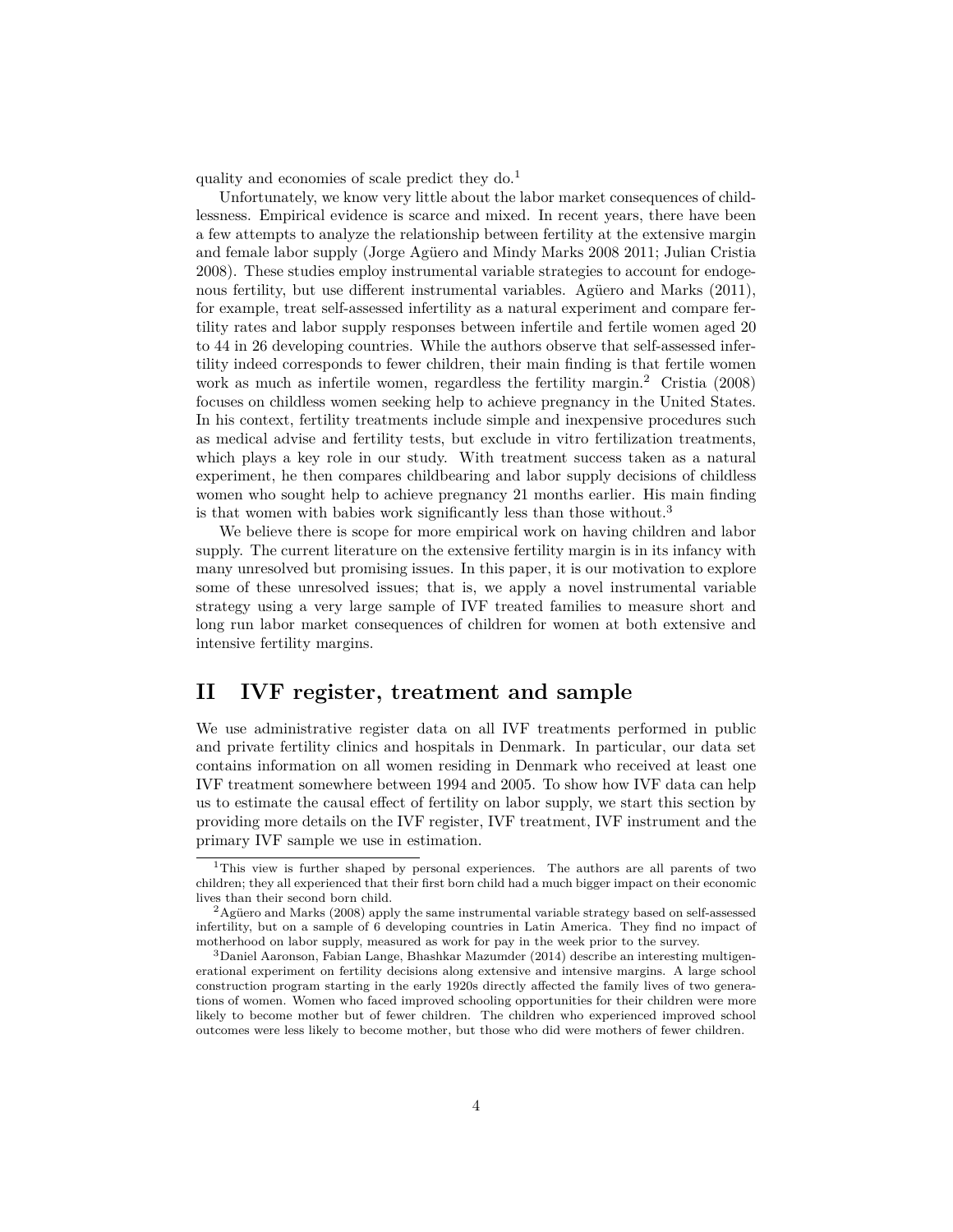quality and economies of scale predict they do.[1]

Unfortunately, we know very little about the labor market consequences of childlessness. Empirical evidence is scarce and mixed. In recent years, there have been a few attempts to analyze the relationship between fertility at the extensive margin and female labor supply (Jorge Agüero and Mindy Marks 2008 2011; Julian Cristia 2008). These studies employ instrumental variable strategies to account for endogenous fertility, but use different instrumental variables. Agüero and Marks (2011), for example, treat self-assessed infertility as a natural experiment and compare fertility rates and labor supply responses between infertile and fertile women aged 20 to 44 in 26 developing countries. While the authors observe that self-assessed infertility indeed corresponds to fewer children, their main finding is that fertile women work as much as infertile women, regardless the fertility margin.[2] Cristia (2008) focuses on childless women seeking help to achieve pregnancy in the United States. In his context, fertility treatments include simple and inexpensive procedures such as medical advise and fertility tests, but exclude in vitro fertilization treatments, which plays a key role in our study. With treatment success taken as a natural experiment, he then compares childbearing and labor supply decisions of childless women who sought help to achieve pregnancy 21 months earlier. His main finding is that women with babies work significantly less than those without.[3]

We believe there is scope for more empirical work on having children and labor supply. The current literature on the extensive fertility margin is in its infancy with many unresolved but promising issues. In this paper, it is our motivation to explore some of these unresolved issues; that is, we apply a novel instrumental variable strategy using a very large sample of IVF treated families to measure short and long run labor market consequences of children for women at both extensive and intensive fertility margins.

## II IVF register, treatment and sample

We use administrative register data on all IVF treatments performed in public and private fertility clinics and hospitals in Denmark. In particular, our data set contains information on all women residing in Denmark who received at least one IVF treatment somewhere between 1994 and 2005. To show how IVF data can help us to estimate the causal effect of fertility on labor supply, we start this section by providing more details on the IVF register, IVF treatment, IVF instrument and the primary IVF sample we use in estimation.

[1] This view is further shaped by personal experiences. The authors are all parents of two children; they all experienced that their first born child had a much bigger impact on their economic lives than their second born child.

[2] Agüero and Marks (2008) apply the same instrumental variable strategy based on self-assessed infertility, but on a sample of 6 developing countries in Latin America. They find no impact of motherhood on labor supply, measured as work for pay in the week prior to the survey.

[3] Daniel Aaronson, Fabian Lange, Bhashkar Mazumder (2014) describe an interesting multigenerational experiment on fertility decisions along extensive and intensive margins. A large school construction program starting in the early 1920s directly affected the family lives of two generations of women. Women who faced improved schooling opportunities for their children were more likely to become mother but of fewer children. The children who experienced improved school outcomes were less likely to become mother, but those who did were mothers of fewer children.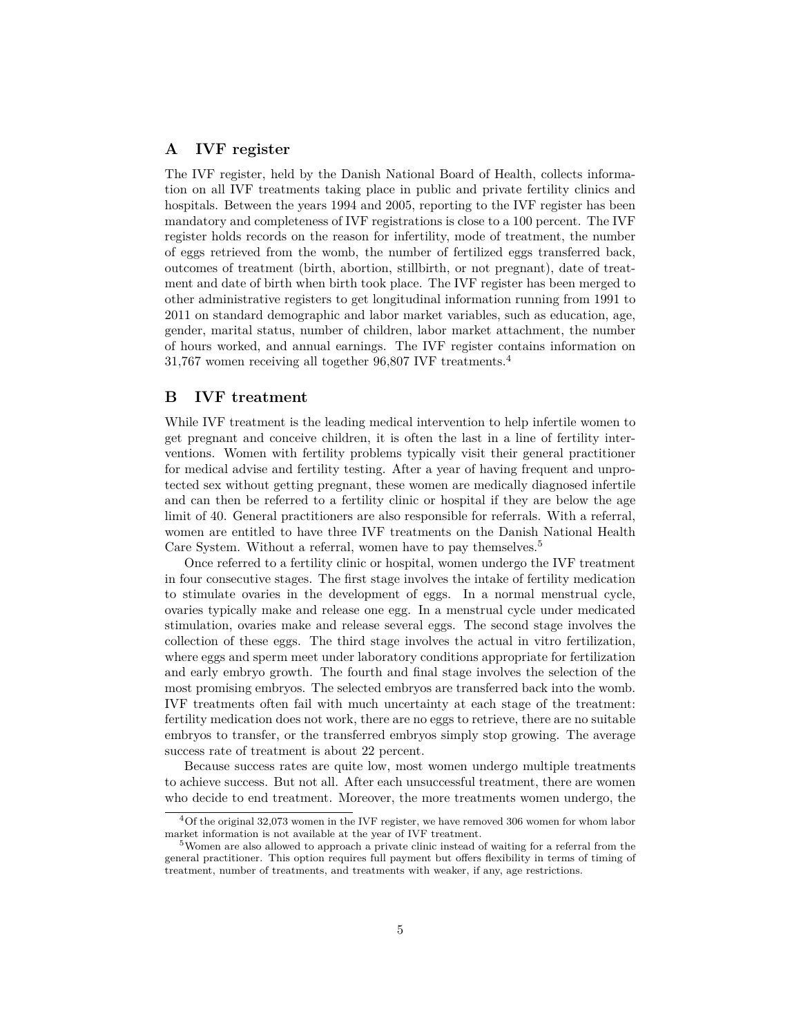## A IVF register

The IVF register, held by the Danish National Board of Health, collects information on all IVF treatments taking place in public and private fertility clinics and hospitals. Between the years 1994 and 2005, reporting to the IVF register has been mandatory and completeness of IVF registrations is close to a 100 percent. The IVF register holds records on the reason for infertility, mode of treatment, the number of eggs retrieved from the womb, the number of fertilized eggs transferred back, outcomes of treatment (birth, abortion, stillbirth, or not pregnant), date of treatment and date of birth when birth took place. The IVF register has been merged to other administrative registers to get longitudinal information running from 1991 to 2011 on standard demographic and labor market variables, such as education, age, gender, marital status, number of children, labor market attachment, the number of hours worked, and annual earnings. The IVF register contains information on 31,767 women receiving all together 96,807 IVF treatments.[4]

## B IVF treatment

While IVF treatment is the leading medical intervention to help infertile women to get pregnant and conceive children, it is often the last in a line of fertility interventions. Women with fertility problems typically visit their general practitioner for medical advise and fertility testing. After a year of having frequent and unprotected sex without getting pregnant, these women are medically diagnosed infertile and can then be referred to a fertility clinic or hospital if they are below the age limit of 40. General practitioners are also responsible for referrals. With a referral, women are entitled to have three IVF treatments on the Danish National Health Care System. Without a referral, women have to pay themselves.[5]

Once referred to a fertility clinic or hospital, women undergo the IVF treatment in four consecutive stages. The first stage involves the intake of fertility medication to stimulate ovaries in the development of eggs. In a normal menstrual cycle, ovaries typically make and release one egg. In a menstrual cycle under medicated stimulation, ovaries make and release several eggs. The second stage involves the collection of these eggs. The third stage involves the actual in vitro fertilization, where eggs and sperm meet under laboratory conditions appropriate for fertilization and early embryo growth. The fourth and final stage involves the selection of the most promising embryos. The selected embryos are transferred back into the womb. IVF treatments often fail with much uncertainty at each stage of the treatment: fertility medication does not work, there are no eggs to retrieve, there are no suitable embryos to transfer, or the transferred embryos simply stop growing. The average success rate of treatment is about 22 percent.

Because success rates are quite low, most women undergo multiple treatments to achieve success. But not all. After each unsuccessful treatment, there are women who decide to end treatment. Moreover, the more treatments women undergo, the

[4] Of the original 32,073 women in the IVF register, we have removed 306 women for whom labor market information is not available at the year of IVF treatment.

[5] Women are also allowed to approach a private clinic instead of waiting for a referral from the general practitioner. This option requires full payment but offers flexibility in terms of timing of treatment, number of treatments, and treatments with weaker, if any, age restrictions.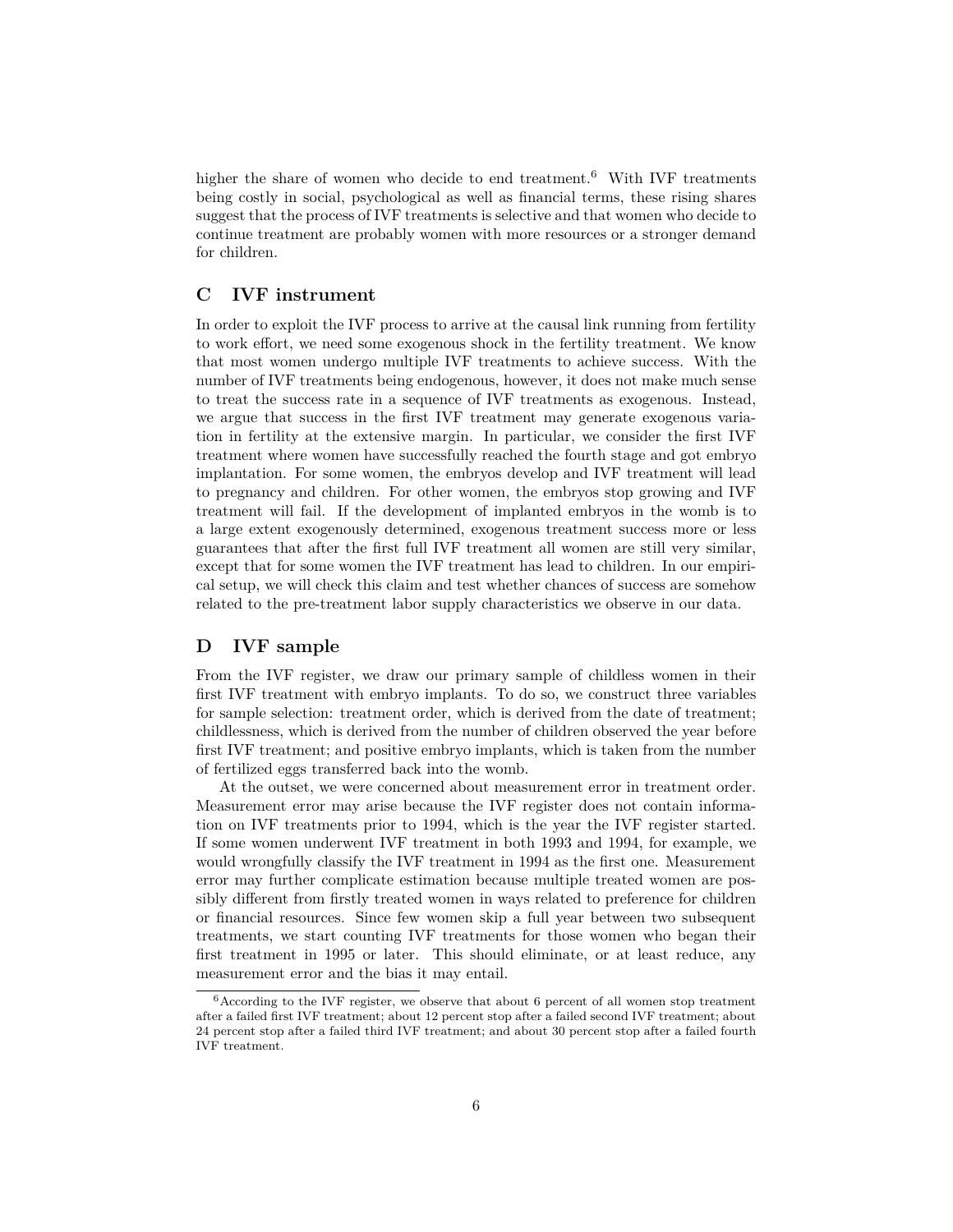higher the share of women who decide to end treatment.[6] With IVF treatments being costly in social, psychological as well as financial terms, these rising shares suggest that the process of IVF treatments is selective and that women who decide to continue treatment are probably women with more resources or a stronger demand for children.

## C IVF instrument

In order to exploit the IVF process to arrive at the causal link running from fertility to work effort, we need some exogenous shock in the fertility treatment. We know that most women undergo multiple IVF treatments to achieve success. With the number of IVF treatments being endogenous, however, it does not make much sense to treat the success rate in a sequence of IVF treatments as exogenous. Instead, we argue that success in the first IVF treatment may generate exogenous variation in fertility at the extensive margin. In particular, we consider the first IVF treatment where women have successfully reached the fourth stage and got embryo implantation. For some women, the embryos develop and IVF treatment will lead to pregnancy and children. For other women, the embryos stop growing and IVF treatment will fail. If the development of implanted embryos in the womb is to a large extent exogenously determined, exogenous treatment success more or less guarantees that after the first full IVF treatment all women are still very similar, except that for some women the IVF treatment has lead to children. In our empirical setup, we will check this claim and test whether chances of success are somehow related to the pre-treatment labor supply characteristics we observe in our data.

## D IVF sample

From the IVF register, we draw our primary sample of childless women in their first IVF treatment with embryo implants. To do so, we construct three variables for sample selection: treatment order, which is derived from the date of treatment; childlessness, which is derived from the number of children observed the year before first IVF treatment; and positive embryo implants, which is taken from the number of fertilized eggs transferred back into the womb.

At the outset, we were concerned about measurement error in treatment order. Measurement error may arise because the IVF register does not contain information on IVF treatments prior to 1994, which is the year the IVF register started. If some women underwent IVF treatment in both 1993 and 1994, for example, we would wrongfully classify the IVF treatment in 1994 as the first one. Measurement error may further complicate estimation because multiple treated women are possibly different from firstly treated women in ways related to preference for children or financial resources. Since few women skip a full year between two subsequent treatments, we start counting IVF treatments for those women who began their first treatment in 1995 or later. This should eliminate, or at least reduce, any measurement error and the bias it may entail.

[6] According to the IVF register, we observe that about 6 percent of all women stop treatment after a failed first IVF treatment; about 12 percent stop after a failed second IVF treatment; about 24 percent stop after a failed third IVF treatment; and about 30 percent stop after a failed fourth IVF treatment.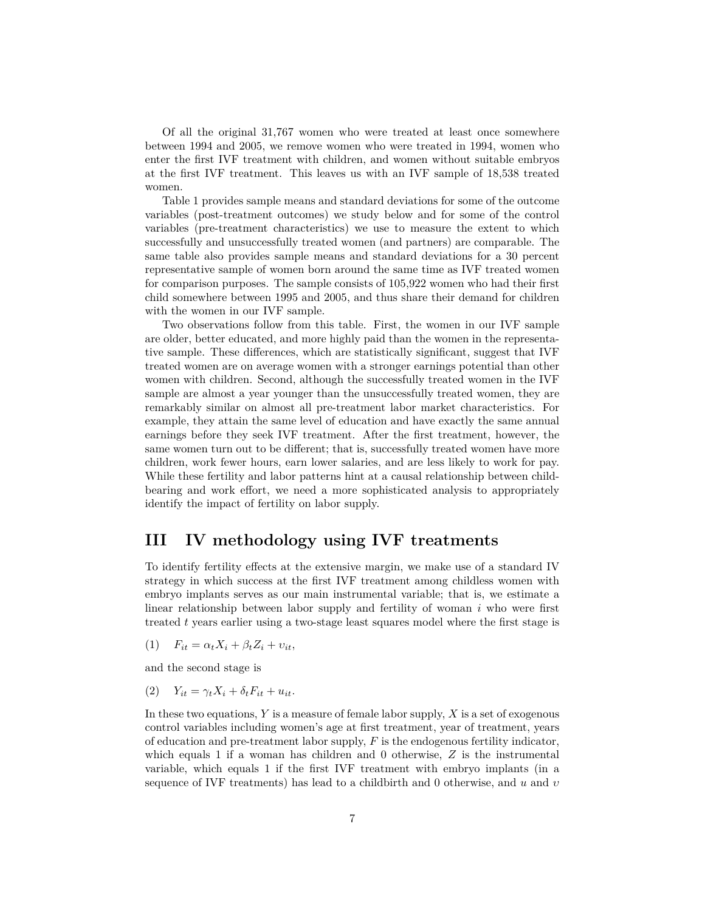Of all the original 31,767 women who were treated at least once somewhere between 1994 and 2005, we remove women who were treated in 1994, women who enter the first IVF treatment with children, and women without suitable embryos at the first IVF treatment. This leaves us with an IVF sample of 18,538 treated women.

Table 1 provides sample means and standard deviations for some of the outcome variables (post-treatment outcomes) we study below and for some of the control variables (pre-treatment characteristics) we use to measure the extent to which successfully and unsuccessfully treated women (and partners) are comparable. The same table also provides sample means and standard deviations for a 30 percent representative sample of women born around the same time as IVF treated women for comparison purposes. The sample consists of 105,922 women who had their first child somewhere between 1995 and 2005, and thus share their demand for children with the women in our IVF sample.

Two observations follow from this table. First, the women in our IVF sample are older, better educated, and more highly paid than the women in the representative sample. These differences, which are statistically significant, suggest that IVF treated women are on average women with a stronger earnings potential than other women with children. Second, although the successfully treated women in the IVF sample are almost a year younger than the unsuccessfully treated women, they are remarkably similar on almost all pre-treatment labor market characteristics. For example, they attain the same level of education and have exactly the same annual earnings before they seek IVF treatment. After the first treatment, however, the same women turn out to be different; that is, successfully treated women have more children, work fewer hours, earn lower salaries, and are less likely to work for pay. While these fertility and labor patterns hint at a causal relationship between childbearing and work effort, we need a more sophisticated analysis to appropriately identify the impact of fertility on labor supply.

# III IV methodology using IVF treatments

To identify fertility effects at the extensive margin, we make use of a standard IV strategy in which success at the first IVF treatment among childless women with embryo implants serves as our main instrumental variable; that is, we estimate a linear relationship between labor supply and fertility of woman $i$ who were first treated $t$ years earlier using a two-stage least squares model where the first stage is

$$(1) \quad F_{it} = \alpha_t X_i + \beta_t Z_i + \upsilon_{it},$$

and the second stage is

$$(2) \quad Y_{it} = \gamma_t X_i + \delta_t F_{it} + u_{it}.$$

In these two equations, $Y$ is a measure of female labor supply, $X$ is a set of exogenous control variables including women's age at first treatment, year of treatment, years of education and pre-treatment labor supply, $F$ is the endogenous fertility indicator, which equals 1 if a woman has children and 0 otherwise, $Z$ is the instrumental variable, which equals 1 if the first IVF treatment with embryo implants (in a sequence of IVF treatments) has lead to a childbirth and 0 otherwise, and $u$ and $\upsilon$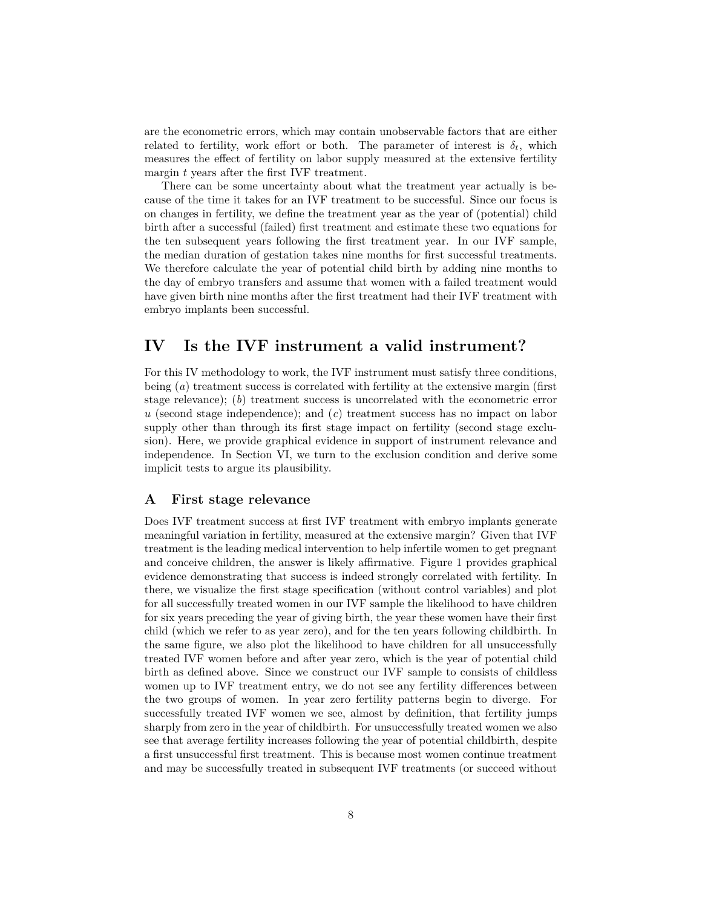are the econometric errors, which may contain unobservable factors that are either related to fertility, work effort or both. The parameter of interest is $\delta_t$, which measures the effect of fertility on labor supply measured at the extensive fertility margin $t$ years after the first IVF treatment.

There can be some uncertainty about what the treatment year actually is because of the time it takes for an IVF treatment to be successful. Since our focus is on changes in fertility, we define the treatment year as the year of (potential) child birth after a successful (failed) first treatment and estimate these two equations for the ten subsequent years following the first treatment year. In our IVF sample, the median duration of gestation takes nine months for first successful treatments. We therefore calculate the year of potential child birth by adding nine months to the day of embryo transfers and assume that women with a failed treatment would have given birth nine months after the first treatment had their IVF treatment with embryo implants been successful.

# IV Is the IVF instrument a valid instrument?

For this IV methodology to work, the IVF instrument must satisfy three conditions, being (*a*) treatment success is correlated with fertility at the extensive margin (first stage relevance); (*b*) treatment success is uncorrelated with the econometric error $u$ (second stage independence); and (*c*) treatment success has no impact on labor supply other than through its first stage impact on fertility (second stage exclusion). Here, we provide graphical evidence in support of instrument relevance and independence. In Section VI, we turn to the exclusion condition and derive some implicit tests to argue its plausibility.

## A First stage relevance

Does IVF treatment success at first IVF treatment with embryo implants generate meaningful variation in fertility, measured at the extensive margin? Given that IVF treatment is the leading medical intervention to help infertile women to get pregnant and conceive children, the answer is likely affirmative. Figure 1 provides graphical evidence demonstrating that success is indeed strongly correlated with fertility. In there, we visualize the first stage specification (without control variables) and plot for all successfully treated women in our IVF sample the likelihood to have children for six years preceding the year of giving birth, the year these women have their first child (which we refer to as year zero), and for the ten years following childbirth. In the same figure, we also plot the likelihood to have children for all unsuccessfully treated IVF women before and after year zero, which is the year of potential child birth as defined above. Since we construct our IVF sample to consists of childless women up to IVF treatment entry, we do not see any fertility differences between the two groups of women. In year zero fertility patterns begin to diverge. For successfully treated IVF women we see, almost by definition, that fertility jumps sharply from zero in the year of childbirth. For unsuccessfully treated women we also see that average fertility increases following the year of potential childbirth, despite a first unsuccessful first treatment. This is because most women continue treatment and may be successfully treated in subsequent IVF treatments (or succeed without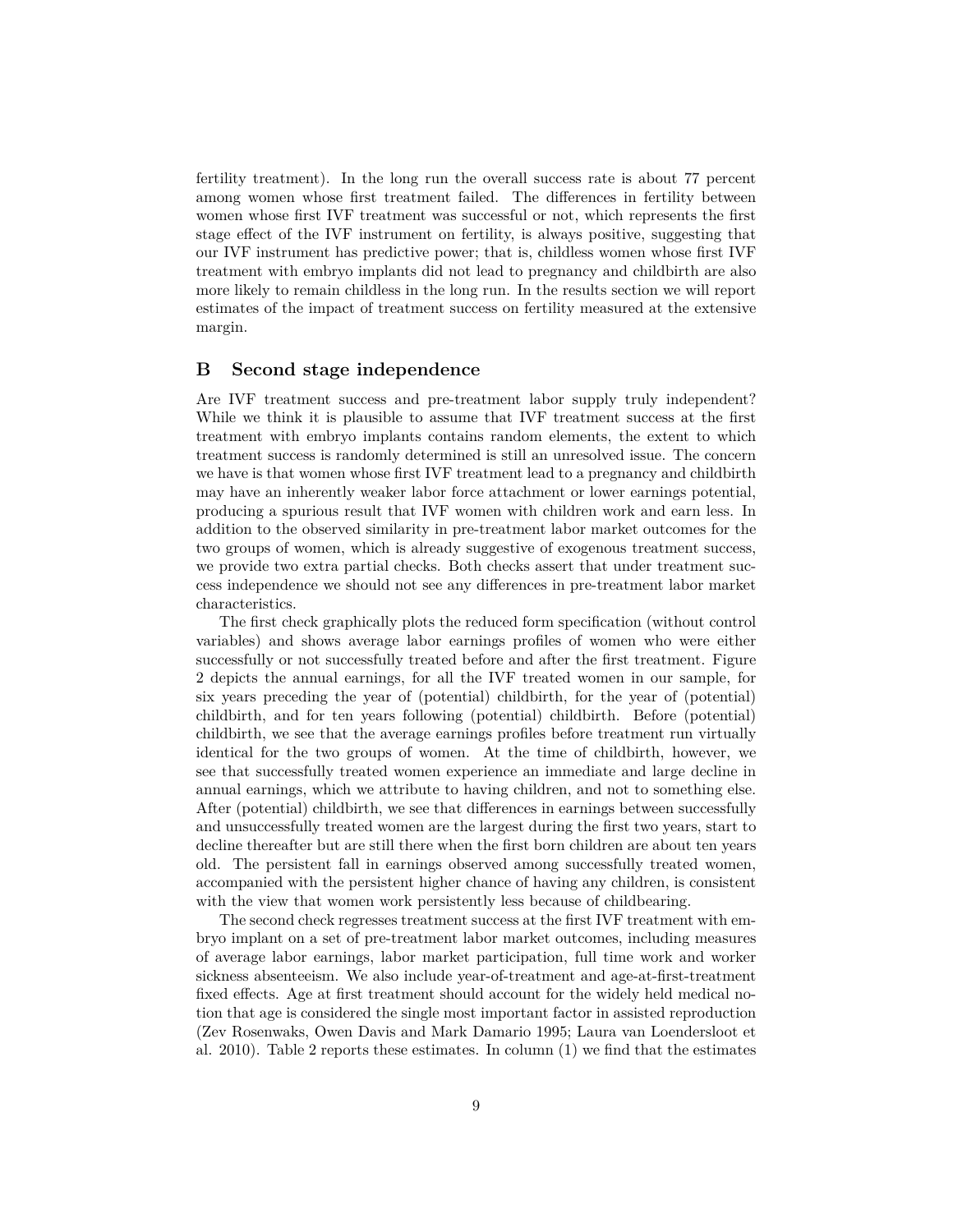fertility treatment). In the long run the overall success rate is about 77 percent among women whose first treatment failed. The differences in fertility between women whose first IVF treatment was successful or not, which represents the first stage effect of the IVF instrument on fertility, is always positive, suggesting that our IVF instrument has predictive power; that is, childless women whose first IVF treatment with embryo implants did not lead to pregnancy and childbirth are also more likely to remain childless in the long run. In the results section we will report estimates of the impact of treatment success on fertility measured at the extensive margin.

## B Second stage independence

Are IVF treatment success and pre-treatment labor supply truly independent? While we think it is plausible to assume that IVF treatment success at the first treatment with embryo implants contains random elements, the extent to which treatment success is randomly determined is still an unresolved issue. The concern we have is that women whose first IVF treatment lead to a pregnancy and childbirth may have an inherently weaker labor force attachment or lower earnings potential, producing a spurious result that IVF women with children work and earn less. In addition to the observed similarity in pre-treatment labor market outcomes for the two groups of women, which is already suggestive of exogenous treatment success, we provide two extra partial checks. Both checks assert that under treatment success independence we should not see any differences in pre-treatment labor market characteristics.

The first check graphically plots the reduced form specification (without control variables) and shows average labor earnings profiles of women who were either successfully or not successfully treated before and after the first treatment. Figure 2 depicts the annual earnings, for all the IVF treated women in our sample, for six years preceding the year of (potential) childbirth, for the year of (potential) childbirth, and for ten years following (potential) childbirth. Before (potential) childbirth, we see that the average earnings profiles before treatment run virtually identical for the two groups of women. At the time of childbirth, however, we see that successfully treated women experience an immediate and large decline in annual earnings, which we attribute to having children, and not to something else. After (potential) childbirth, we see that differences in earnings between successfully and unsuccessfully treated women are the largest during the first two years, start to decline thereafter but are still there when the first born children are about ten years old. The persistent fall in earnings observed among successfully treated women, accompanied with the persistent higher chance of having any children, is consistent with the view that women work persistently less because of childbearing.

The second check regresses treatment success at the first IVF treatment with embryo implant on a set of pre-treatment labor market outcomes, including measures of average labor earnings, labor market participation, full time work and worker sickness absenteeism. We also include year-of-treatment and age-at-first-treatment fixed effects. Age at first treatment should account for the widely held medical notion that age is considered the single most important factor in assisted reproduction (Zev Rosenwaks, Owen Davis and Mark Damario 1995; Laura van Loendersloot et al. 2010). Table 2 reports these estimates. In column (1) we find that the estimates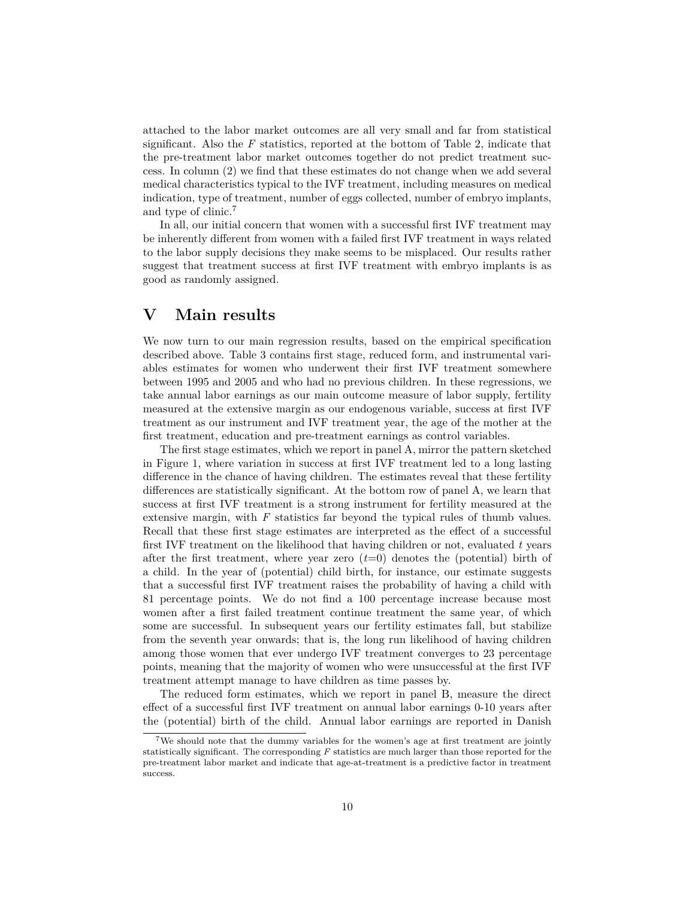attached to the labor market outcomes are all very small and far from statistical significant. Also the $F$ statistics, reported at the bottom of Table 2, indicate that the pre-treatment labor market outcomes together do not predict treatment success. In column (2) we find that these estimates do not change when we add several medical characteristics typical to the IVF treatment, including measures on medical indication, type of treatment, number of eggs collected, number of embryo implants, and type of clinic.[7]

In all, our initial concern that women with a successful first IVF treatment may be inherently different from women with a failed first IVF treatment in ways related to the labor supply decisions they make seems to be misplaced. Our results rather suggest that treatment success at first IVF treatment with embryo implants is as good as randomly assigned.

# V Main results

We now turn to our main regression results, based on the empirical specification described above. Table 3 contains first stage, reduced form, and instrumental variables estimates for women who underwent their first IVF treatment somewhere between 1995 and 2005 and who had no previous children. In these regressions, we take annual labor earnings as our main outcome measure of labor supply, fertility measured at the extensive margin as our endogenous variable, success at first IVF treatment as our instrument and IVF treatment year, the age of the mother at the first treatment, education and pre-treatment earnings as control variables.

The first stage estimates, which we report in panel A, mirror the pattern sketched in Figure 1, where variation in success at first IVF treatment led to a long lasting difference in the chance of having children. The estimates reveal that these fertility differences are statistically significant. At the bottom row of panel A, we learn that success at first IVF treatment is a strong instrument for fertility measured at the extensive margin, with $F$ statistics far beyond the typical rules of thumb values. Recall that these first stage estimates are interpreted as the effect of a successful first IVF treatment on the likelihood that having children or not, evaluated $t$ years after the first treatment, where year zero ($t$=0) denotes the (potential) birth of a child. In the year of (potential) child birth, for instance, our estimate suggests that a successful first IVF treatment raises the probability of having a child with 81 percentage points. We do not find a 100 percentage increase because most women after a first failed treatment continue treatment the same year, of which some are successful. In subsequent years our fertility estimates fall, but stabilize from the seventh year onwards; that is, the long run likelihood of having children among those women that ever undergo IVF treatment converges to 23 percentage points, meaning that the majority of women who were unsuccessful at the first IVF treatment attempt manage to have children as time passes by.

The reduced form estimates, which we report in panel B, measure the direct effect of a successful first IVF treatment on annual labor earnings 0-10 years after the (potential) birth of the child. Annual labor earnings are reported in Danish

[7] We should note that the dummy variables for the women's age at first treatment are jointly statistically significant. The corresponding $F$ statistics are much larger than those reported for the pre-treatment labor market and indicate that age-at-treatment is a predictive factor in treatment success.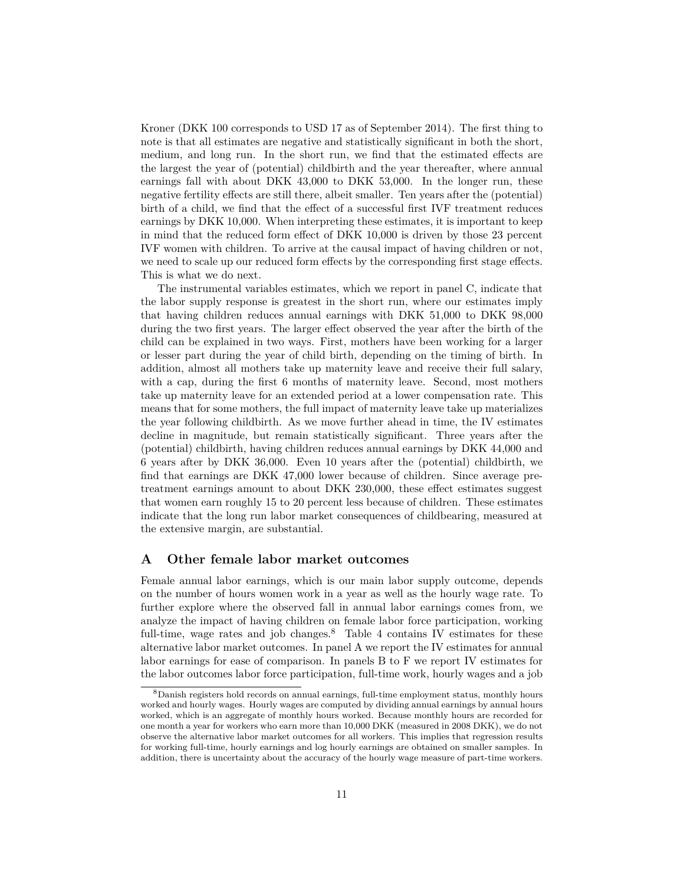Kroner (DKK 100 corresponds to USD 17 as of September 2014). The first thing to note is that all estimates are negative and statistically significant in both the short, medium, and long run. In the short run, we find that the estimated effects are the largest the year of (potential) childbirth and the year thereafter, where annual earnings fall with about DKK 43,000 to DKK 53,000. In the longer run, these negative fertility effects are still there, albeit smaller. Ten years after the (potential) birth of a child, we find that the effect of a successful first IVF treatment reduces earnings by DKK 10,000. When interpreting these estimates, it is important to keep in mind that the reduced form effect of DKK 10,000 is driven by those 23 percent IVF women with children. To arrive at the causal impact of having children or not, we need to scale up our reduced form effects by the corresponding first stage effects. This is what we do next.

The instrumental variables estimates, which we report in panel C, indicate that the labor supply response is greatest in the short run, where our estimates imply that having children reduces annual earnings with DKK 51,000 to DKK 98,000 during the two first years. The larger effect observed the year after the birth of the child can be explained in two ways. First, mothers have been working for a larger or lesser part during the year of child birth, depending on the timing of birth. In addition, almost all mothers take up maternity leave and receive their full salary, with a cap, during the first 6 months of maternity leave. Second, most mothers take up maternity leave for an extended period at a lower compensation rate. This means that for some mothers, the full impact of maternity leave take up materializes the year following childbirth. As we move further ahead in time, the IV estimates decline in magnitude, but remain statistically significant. Three years after the (potential) childbirth, having children reduces annual earnings by DKK 44,000 and 6 years after by DKK 36,000. Even 10 years after the (potential) childbirth, we find that earnings are DKK 47,000 lower because of children. Since average pre-treatment earnings amount to about DKK 230,000, these effect estimates suggest that women earn roughly 15 to 20 percent less because of children. These estimates indicate that the long run labor market consequences of childbearing, measured at the extensive margin, are substantial.

## A Other female labor market outcomes

Female annual labor earnings, which is our main labor supply outcome, depends on the number of hours women work in a year as well as the hourly wage rate. To further explore where the observed fall in annual labor earnings comes from, we analyze the impact of having children on female labor force participation, working full-time, wage rates and job changes.[8] Table 4 contains IV estimates for these alternative labor market outcomes. In panel A we report the IV estimates for annual labor earnings for ease of comparison. In panels B to F we report IV estimates for the labor outcomes labor force participation, full-time work, hourly wages and a job

[8] Danish registers hold records on annual earnings, full-time employment status, monthly hours worked and hourly wages. Hourly wages are computed by dividing annual earnings by annual hours worked, which is an aggregate of monthly hours worked. Because monthly hours are recorded for one month a year for workers who earn more than 10,000 DKK (measured in 2008 DKK), we do not observe the alternative labor market outcomes for all workers. This implies that regression results for working full-time, hourly earnings and log hourly earnings are obtained on smaller samples. In addition, there is uncertainty about the accuracy of the hourly wage measure of part-time workers.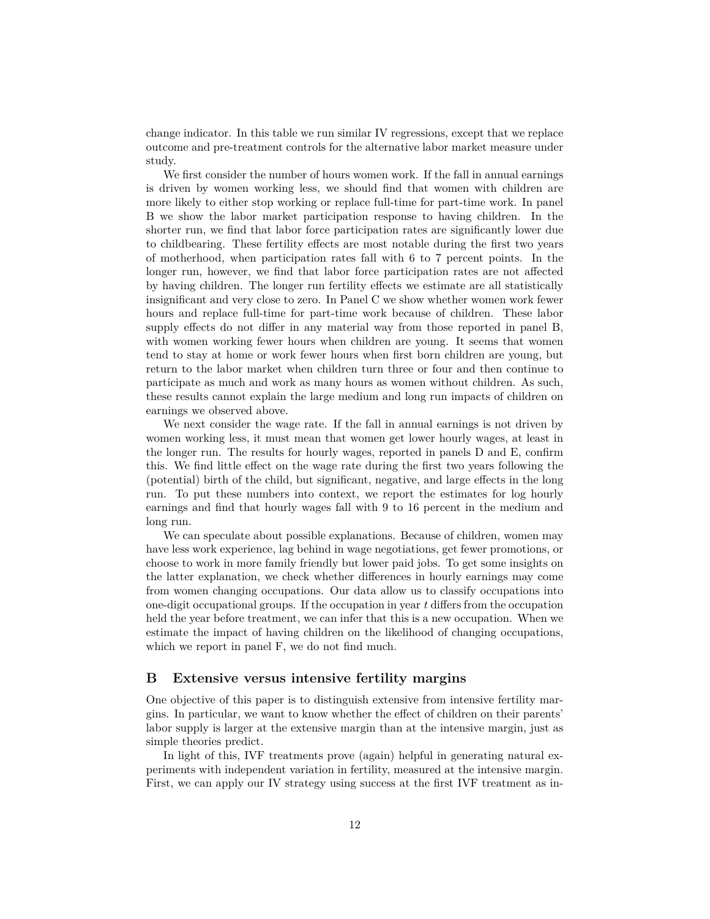change indicator. In this table we run similar IV regressions, except that we replace outcome and pre-treatment controls for the alternative labor market measure under study.

We first consider the number of hours women work. If the fall in annual earnings is driven by women working less, we should find that women with children are more likely to either stop working or replace full-time for part-time work. In panel B we show the labor market participation response to having children. In the shorter run, we find that labor force participation rates are significantly lower due to childbearing. These fertility effects are most notable during the first two years of motherhood, when participation rates fall with 6 to 7 percent points. In the longer run, however, we find that labor force participation rates are not affected by having children. The longer run fertility effects we estimate are all statistically insignificant and very close to zero. In Panel C we show whether women work fewer hours and replace full-time for part-time work because of children. These labor supply effects do not differ in any material way from those reported in panel B, with women working fewer hours when children are young. It seems that women tend to stay at home or work fewer hours when first born children are young, but return to the labor market when children turn three or four and then continue to participate as much and work as many hours as women without children. As such, these results cannot explain the large medium and long run impacts of children on earnings we observed above.

We next consider the wage rate. If the fall in annual earnings is not driven by women working less, it must mean that women get lower hourly wages, at least in the longer run. The results for hourly wages, reported in panels D and E, confirm this. We find little effect on the wage rate during the first two years following the (potential) birth of the child, but significant, negative, and large effects in the long run. To put these numbers into context, we report the estimates for log hourly earnings and find that hourly wages fall with 9 to 16 percent in the medium and long run.

We can speculate about possible explanations. Because of children, women may have less work experience, lag behind in wage negotiations, get fewer promotions, or choose to work in more family friendly but lower paid jobs. To get some insights on the latter explanation, we check whether differences in hourly earnings may come from women changing occupations. Our data allow us to classify occupations into one-digit occupational groups. If the occupation in year $t$ differs from the occupation held the year before treatment, we can infer that this is a new occupation. When we estimate the impact of having children on the likelihood of changing occupations, which we report in panel F, we do not find much.

## B Extensive versus intensive fertility margins

One objective of this paper is to distinguish extensive from intensive fertility margins. In particular, we want to know whether the effect of children on their parents' labor supply is larger at the extensive margin than at the intensive margin, just as simple theories predict.

In light of this, IVF treatments prove (again) helpful in generating natural experiments with independent variation in fertility, measured at the intensive margin. First, we can apply our IV strategy using success at the first IVF treatment as in-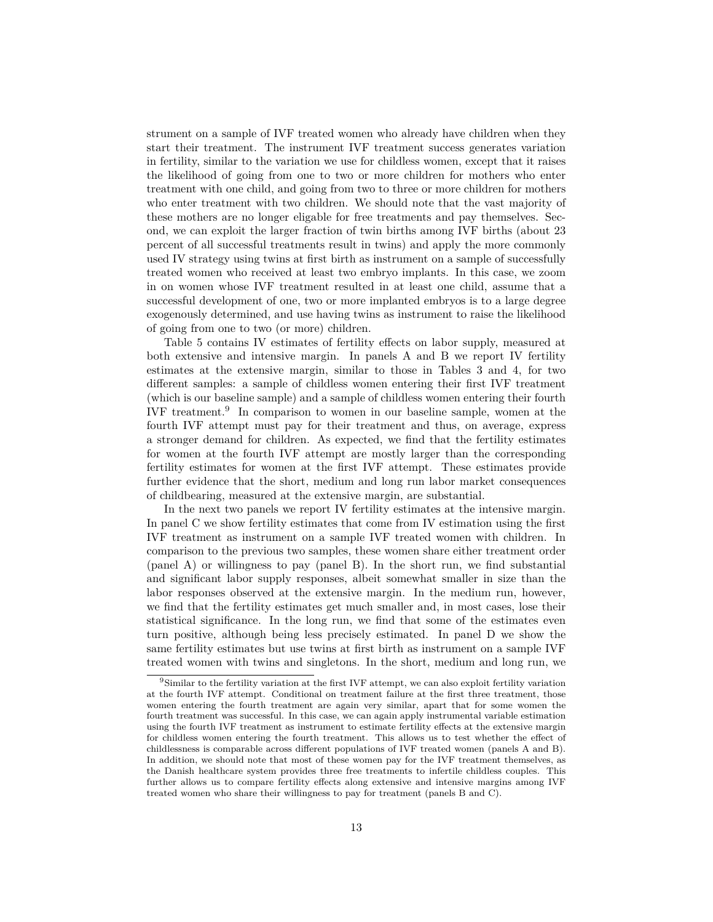strument on a sample of IVF treated women who already have children when they start their treatment. The instrument IVF treatment success generates variation in fertility, similar to the variation we use for childless women, except that it raises the likelihood of going from one to two or more children for mothers who enter treatment with one child, and going from two to three or more children for mothers who enter treatment with two children. We should note that the vast majority of these mothers are no longer eligable for free treatments and pay themselves. Second, we can exploit the larger fraction of twin births among IVF births (about 23 percent of all successful treatments result in twins) and apply the more commonly used IV strategy using twins at first birth as instrument on a sample of successfully treated women who received at least two embryo implants. In this case, we zoom in on women whose IVF treatment resulted in at least one child, assume that a successful development of one, two or more implanted embryos is to a large degree exogenously determined, and use having twins as instrument to raise the likelihood of going from one to two (or more) children.

Table 5 contains IV estimates of fertility effects on labor supply, measured at both extensive and intensive margin. In panels A and B we report IV fertility estimates at the extensive margin, similar to those in Tables 3 and 4, for two different samples: a sample of childless women entering their first IVF treatment (which is our baseline sample) and a sample of childless women entering their fourth IVF treatment.[9] In comparison to women in our baseline sample, women at the fourth IVF attempt must pay for their treatment and thus, on average, express a stronger demand for children. As expected, we find that the fertility estimates for women at the fourth IVF attempt are mostly larger than the corresponding fertility estimates for women at the first IVF attempt. These estimates provide further evidence that the short, medium and long run labor market consequences of childbearing, measured at the extensive margin, are substantial.

In the next two panels we report IV fertility estimates at the intensive margin. In panel C we show fertility estimates that come from IV estimation using the first IVF treatment as instrument on a sample IVF treated women with children. In comparison to the previous two samples, these women share either treatment order (panel A) or willingness to pay (panel B). In the short run, we find substantial and significant labor supply responses, albeit somewhat smaller in size than the labor responses observed at the extensive margin. In the medium run, however, we find that the fertility estimates get much smaller and, in most cases, lose their statistical significance. In the long run, we find that some of the estimates even turn positive, although being less precisely estimated. In panel D we show the same fertility estimates but use twins at first birth as instrument on a sample IVF treated women with twins and singletons. In the short, medium and long run, we

[9] Similar to the fertility variation at the first IVF attempt, we can also exploit fertility variation at the fourth IVF attempt. Conditional on treatment failure at the first three treatment, those women entering the fourth treatment are again very similar, apart that for some women the fourth treatment was successful. In this case, we can again apply instrumental variable estimation using the fourth IVF treatment as instrument to estimate fertility effects at the extensive margin for childless women entering the fourth treatment. This allows us to test whether the effect of childlessness is comparable across different populations of IVF treated women (panels A and B). In addition, we should note that most of these women pay for the IVF treatment themselves, as the Danish healthcare system provides three free treatments to infertile childless couples. This further allows us to compare fertility effects along extensive and intensive margins among IVF treated women who share their willingness to pay for treatment (panels B and C).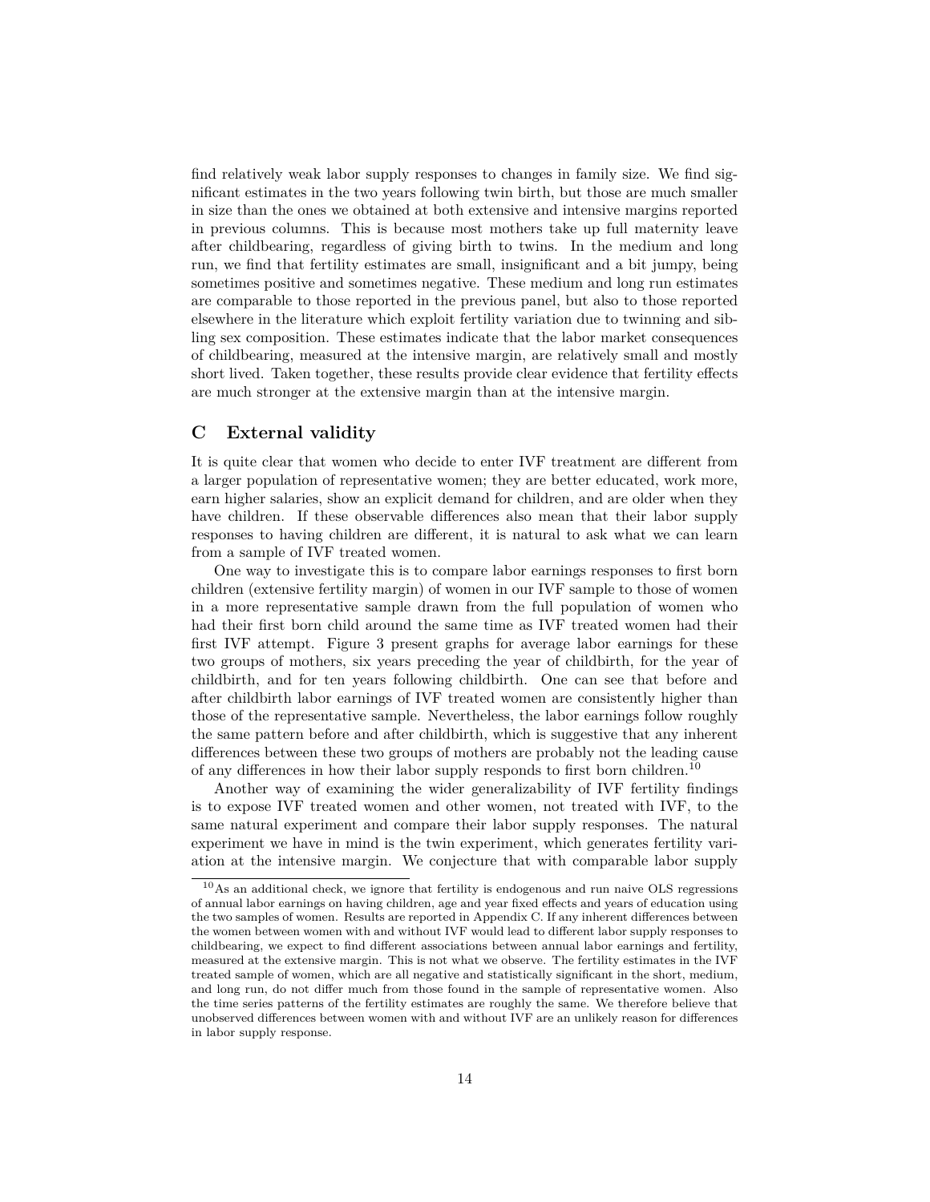find relatively weak labor supply responses to changes in family size. We find significant estimates in the two years following twin birth, but those are much smaller in size than the ones we obtained at both extensive and intensive margins reported in previous columns. This is because most mothers take up full maternity leave after childbearing, regardless of giving birth to twins. In the medium and long run, we find that fertility estimates are small, insignificant and a bit jumpy, being sometimes positive and sometimes negative. These medium and long run estimates are comparable to those reported in the previous panel, but also to those reported elsewhere in the literature which exploit fertility variation due to twinning and sibling sex composition. These estimates indicate that the labor market consequences of childbearing, measured at the intensive margin, are relatively small and mostly short lived. Taken together, these results provide clear evidence that fertility effects are much stronger at the extensive margin than at the intensive margin.

## C External validity

It is quite clear that women who decide to enter IVF treatment are different from a larger population of representative women; they are better educated, work more, earn higher salaries, show an explicit demand for children, and are older when they have children. If these observable differences also mean that their labor supply responses to having children are different, it is natural to ask what we can learn from a sample of IVF treated women.

One way to investigate this is to compare labor earnings responses to first born children (extensive fertility margin) of women in our IVF sample to those of women in a more representative sample drawn from the full population of women who had their first born child around the same time as IVF treated women had their first IVF attempt. Figure 3 present graphs for average labor earnings for these two groups of mothers, six years preceding the year of childbirth, for the year of childbirth, and for ten years following childbirth. One can see that before and after childbirth labor earnings of IVF treated women are consistently higher than those of the representative sample. Nevertheless, the labor earnings follow roughly the same pattern before and after childbirth, which is suggestive that any inherent differences between these two groups of mothers are probably not the leading cause of any differences in how their labor supply responds to first born children.[10]

Another way of examining the wider generalizability of IVF fertility findings is to expose IVF treated women and other women, not treated with IVF, to the same natural experiment and compare their labor supply responses. The natural experiment we have in mind is the twin experiment, which generates fertility variation at the intensive margin. We conjecture that with comparable labor supply

[10] As an additional check, we ignore that fertility is endogenous and run naive OLS regressions of annual labor earnings on having children, age and year fixed effects and years of education using the two samples of women. Results are reported in Appendix C. If any inherent differences between the women between women with and without IVF would lead to different labor supply responses to childbearing, we expect to find different associations between annual labor earnings and fertility, measured at the extensive margin. This is not what we observe. The fertility estimates in the IVF treated sample of women, which are all negative and statistically significant in the short, medium, and long run, do not differ much from those found in the sample of representative women. Also the time series patterns of the fertility estimates are roughly the same. We therefore believe that unobserved differences between women with and without IVF are an unlikely reason for differences in labor supply response.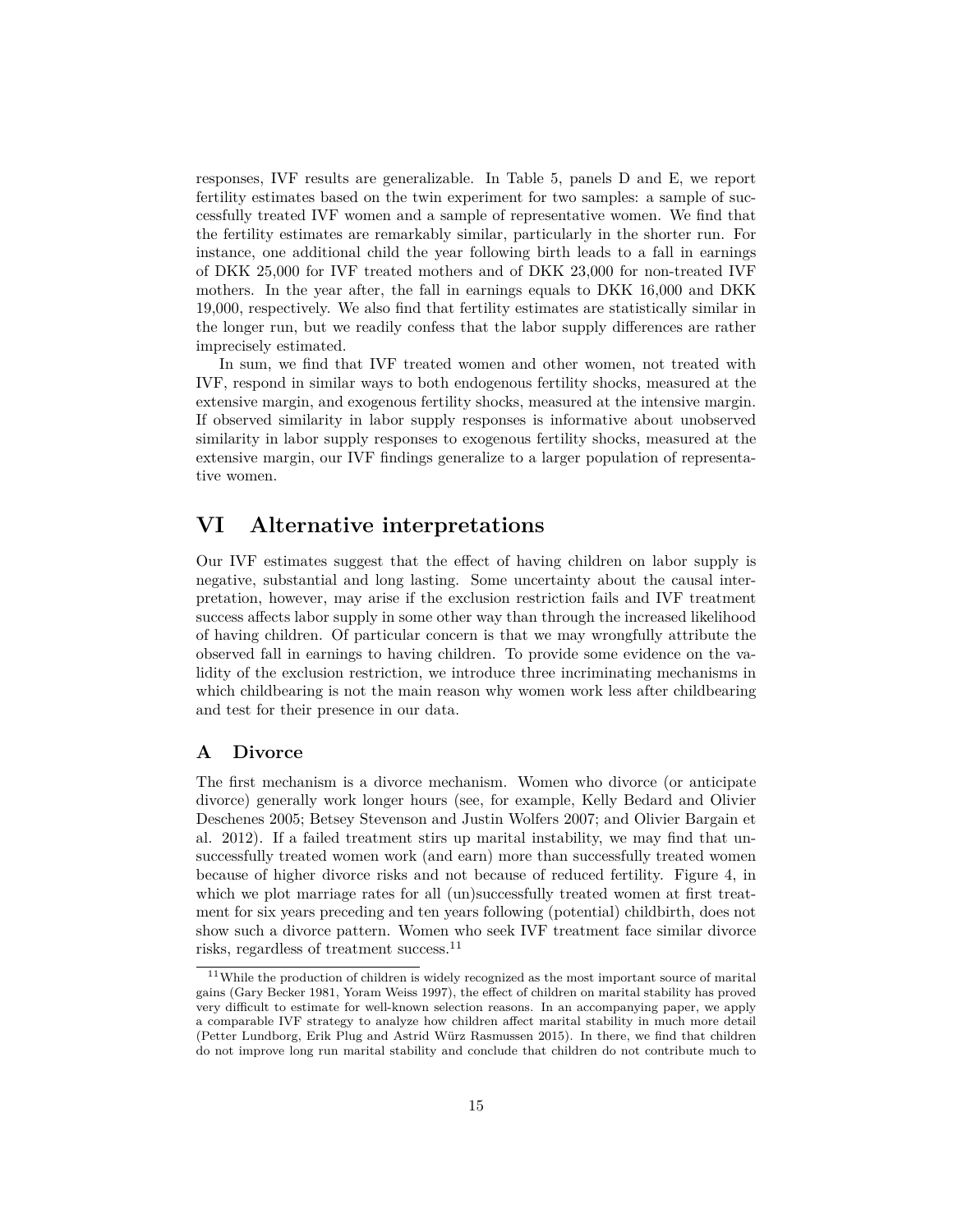responses, IVF results are generalizable. In Table 5, panels D and E, we report fertility estimates based on the twin experiment for two samples: a sample of successfully treated IVF women and a sample of representative women. We find that the fertility estimates are remarkably similar, particularly in the shorter run. For instance, one additional child the year following birth leads to a fall in earnings of DKK 25,000 for IVF treated mothers and of DKK 23,000 for non-treated IVF mothers. In the year after, the fall in earnings equals to DKK 16,000 and DKK 19,000, respectively. We also find that fertility estimates are statistically similar in the longer run, but we readily confess that the labor supply differences are rather imprecisely estimated.

In sum, we find that IVF treated women and other women, not treated with IVF, respond in similar ways to both endogenous fertility shocks, measured at the extensive margin, and exogenous fertility shocks, measured at the intensive margin. If observed similarity in labor supply responses is informative about unobserved similarity in labor supply responses to exogenous fertility shocks, measured at the extensive margin, our IVF findings generalize to a larger population of representative women.

# VI Alternative interpretations

Our IVF estimates suggest that the effect of having children on labor supply is negative, substantial and long lasting. Some uncertainty about the causal interpretation, however, may arise if the exclusion restriction fails and IVF treatment success affects labor supply in some other way than through the increased likelihood of having children. Of particular concern is that we may wrongfully attribute the observed fall in earnings to having children. To provide some evidence on the validity of the exclusion restriction, we introduce three incriminating mechanisms in which childbearing is not the main reason why women work less after childbearing and test for their presence in our data.

## A Divorce

The first mechanism is a divorce mechanism. Women who divorce (or anticipate divorce) generally work longer hours (see, for example, Kelly Bedard and Olivier Deschenes 2005; Betsey Stevenson and Justin Wolfers 2007; and Olivier Bargain et al. 2012). If a failed treatment stirs up marital instability, we may find that unsuccessfully treated women work (and earn) more than successfully treated women because of higher divorce risks and not because of reduced fertility. Figure 4, in which we plot marriage rates for all (un)successfully treated women at first treatment for six years preceding and ten years following (potential) childbirth, does not show such a divorce pattern. Women who seek IVF treatment face similar divorce risks, regardless of treatment success.[11]

[11] While the production of children is widely recognized as the most important source of marital gains (Gary Becker 1981, Yoram Weiss 1997), the effect of children on marital stability has proved very difficult to estimate for well-known selection reasons. In an accompanying paper, we apply a comparable IVF strategy to analyze how children affect marital stability in much more detail (Petter Lundborg, Erik Plug and Astrid Würz Rasmussen 2015). In there, we find that children do not improve long run marital stability and conclude that children do not contribute much to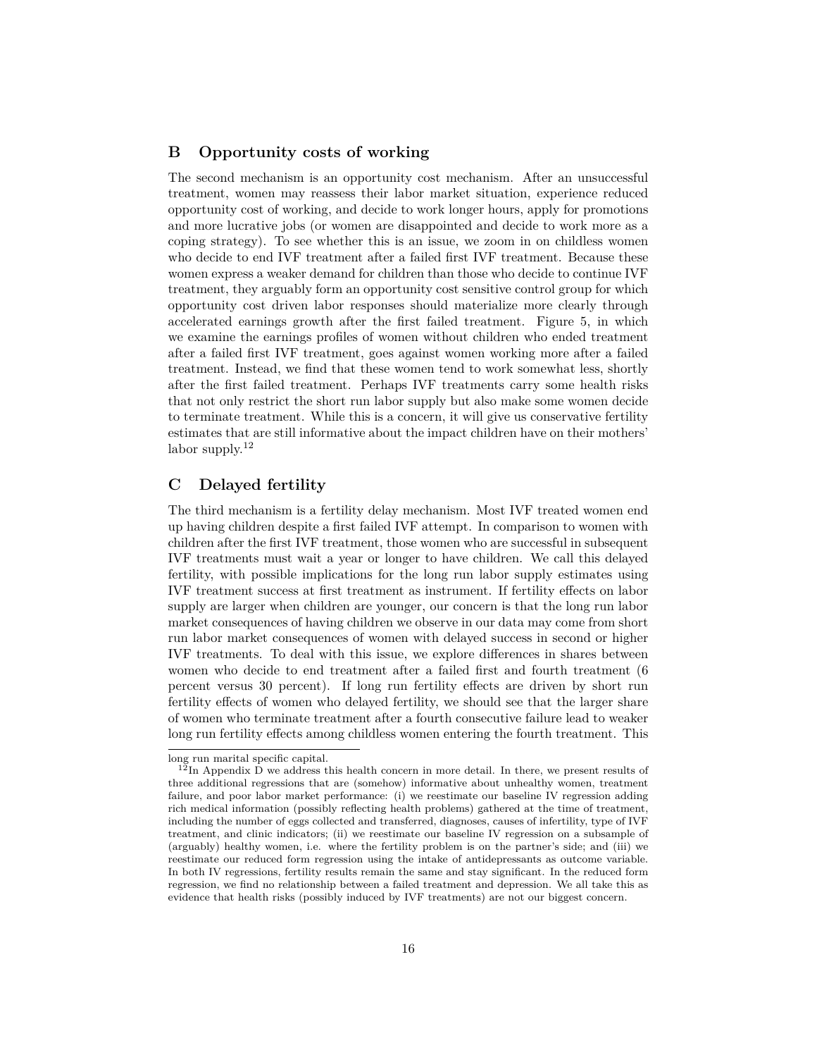## B Opportunity costs of working

The second mechanism is an opportunity cost mechanism. After an unsuccessful treatment, women may reassess their labor market situation, experience reduced opportunity cost of working, and decide to work longer hours, apply for promotions and more lucrative jobs (or women are disappointed and decide to work more as a coping strategy). To see whether this is an issue, we zoom in on childless women who decide to end IVF treatment after a failed first IVF treatment. Because these women express a weaker demand for children than those who decide to continue IVF treatment, they arguably form an opportunity cost sensitive control group for which opportunity cost driven labor responses should materialize more clearly through accelerated earnings growth after the first failed treatment. Figure 5, in which we examine the earnings profiles of women without children who ended treatment after a failed first IVF treatment, goes against women working more after a failed treatment. Instead, we find that these women tend to work somewhat less, shortly after the first failed treatment. Perhaps IVF treatments carry some health risks that not only restrict the short run labor supply but also make some women decide to terminate treatment. While this is a concern, it will give us conservative fertility estimates that are still informative about the impact children have on their mothers' labor supply.[12]

## C Delayed fertility

The third mechanism is a fertility delay mechanism. Most IVF treated women end up having children despite a first failed IVF attempt. In comparison to women with children after the first IVF treatment, those women who are successful in subsequent IVF treatments must wait a year or longer to have children. We call this delayed fertility, with possible implications for the long run labor supply estimates using IVF treatment success at first treatment as instrument. If fertility effects on labor supply are larger when children are younger, our concern is that the long run labor market consequences of having children we observe in our data may come from short run labor market consequences of women with delayed success in second or higher IVF treatments. To deal with this issue, we explore differences in shares between women who decide to end treatment after a failed first and fourth treatment (6 percent versus 30 percent). If long run fertility effects are driven by short run fertility effects of women who delayed fertility, we should see that the larger share of women who terminate treatment after a fourth consecutive failure lead to weaker long run fertility effects among childless women entering the fourth treatment. This

long run marital specific capital.

[12] In Appendix D we address this health concern in more detail. In there, we present results of three additional regressions that are (somehow) informative about unhealthy women, treatment failure, and poor labor market performance: (i) we reestimate our baseline IV regression adding rich medical information (possibly reflecting health problems) gathered at the time of treatment, including the number of eggs collected and transferred, diagnoses, causes of infertility, type of IVF treatment, and clinic indicators; (ii) we reestimate our baseline IV regression on a subsample of (arguably) healthy women, i.e. where the fertility problem is on the partner's side; and (iii) we reestimate our reduced form regression using the intake of antidepressants as outcome variable. In both IV regressions, fertility results remain the same and stay significant. In the reduced form regression, we find no relationship between a failed treatment and depression. We all take this as evidence that health risks (possibly induced by IVF treatments) are not our biggest concern.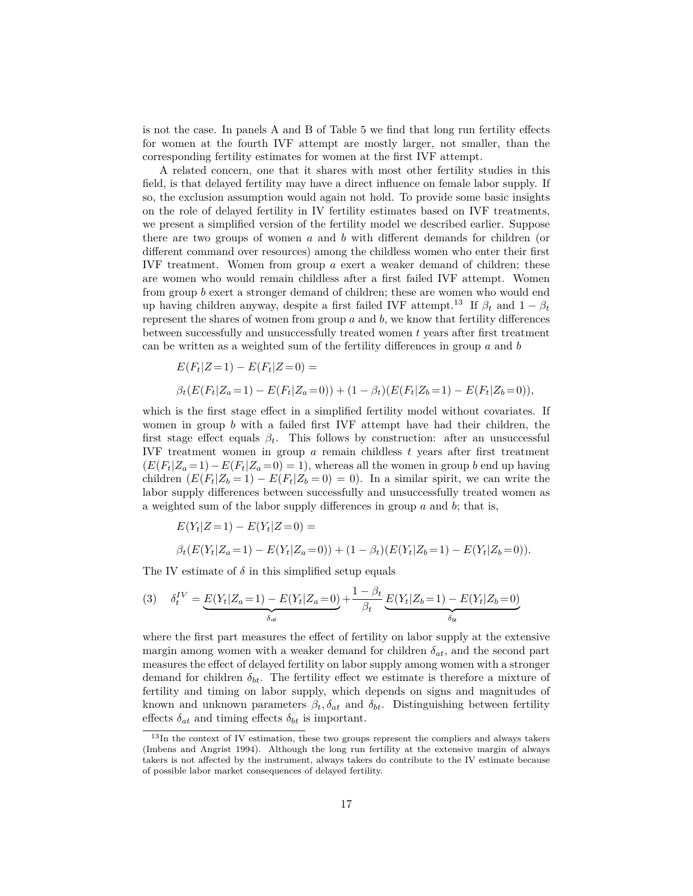is not the case. In panels A and B of Table 5 we find that long run fertility effects for women at the fourth IVF attempt are mostly larger, not smaller, than the corresponding fertility estimates for women at the first IVF attempt.

A related concern, one that it shares with most other fertility studies in this field, is that delayed fertility may have a direct influence on female labor supply. If so, the exclusion assumption would again not hold. To provide some basic insights on the role of delayed fertility in IV fertility estimates based on IVF treatments, we present a simplified version of the fertility model we described earlier. Suppose there are two groups of women $a$ and $b$ with different demands for children (or different command over resources) among the childless women who enter their first IVF treatment. Women from group $a$ exert a weaker demand of children; these are women who would remain childless after a first failed IVF attempt. Women from group $b$ exert a stronger demand of children; these are women who would end up having children anyway, despite a first failed IVF attempt.[13] If $\beta_t$ and $1-\beta_t$ represent the shares of women from group $a$ and $b$, we know that fertility differences between successfully and unsuccessfully treated women $t$ years after first treatment can be written as a weighted sum of the fertility differences in group $a$ and $b$

$$E(F_t|Z=1) - E(F_t|Z=0) =$$

$$\beta_t(E(F_t|Z_a=1) - E(F_t|Z_a=0)) + (1-\beta_t)(E(F_t|Z_b=1) - E(F_t|Z_b=0)),$$

which is the first stage effect in a simplified fertility model without covariates. If women in group $b$ with a failed first IVF attempt have had their children, the first stage effect equals $\beta_t$. This follows by construction: after an unsuccessful IVF treatment women in group $a$ remain childless $t$ years after first treatment $(E(F_t|Z_a=1) - E(F_t|Z_a=0) = 1)$, whereas all the women in group $b$ end up having children $(E(F_t|Z_b=1) - E(F_t|Z_b=0) = 0)$. In a similar spirit, we can write the labor supply differences between successfully and unsuccessfully treated women as a weighted sum of the labor supply differences in group $a$ and $b$; that is,

$$E(Y_t|Z=1) - E(Y_t|Z=0) =$$

$$\beta_t(E(Y_t|Z_a=1) - E(Y_t|Z_a=0)) + (1-\beta_t)(E(Y_t|Z_b=1) - E(Y_t|Z_b=0)).$$

The IV estimate of $\delta$ in this simplified setup equals

$$(3) \quad \delta_t^{IV} = \underbrace{E(Y_t|Z_a=1) - E(Y_t|Z_a=0)}_{\delta_{at}} + \frac{1-\beta_t}{\beta_t}\underbrace{E(Y_t|Z_b=1) - E(Y_t|Z_b=0)}_{\delta_{bt}}$$

where the first part measures the effect of fertility on labor supply at the extensive margin among women with a weaker demand for children $\delta_{at}$, and the second part measures the effect of delayed fertility on labor supply among women with a stronger demand for children $\delta_{bt}$. The fertility effect we estimate is therefore a mixture of fertility and timing on labor supply, which depends on signs and magnitudes of known and unknown parameters $\beta_t, \delta_{at}$ and $\delta_{bt}$. Distinguishing between fertility effects $\delta_{at}$ and timing effects $\delta_{bt}$ is important.

[13] In the context of IV estimation, these two groups represent the compliers and always takers (Imbens and Angrist 1994). Although the long run fertility at the extensive margin of always takers is not affected by the instrument, always takers do contribute to the IV estimate because of possible labor market consequences of delayed fertility.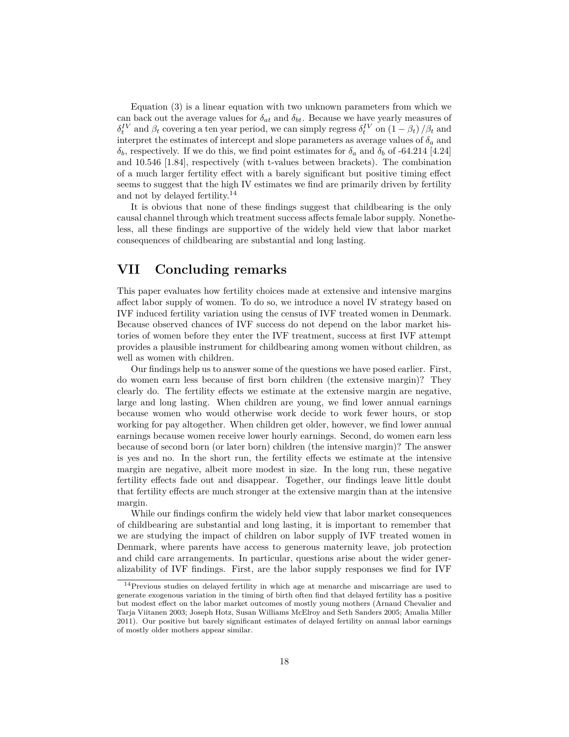Equation (3) is a linear equation with two unknown parameters from which we can back out the average values for $\delta_{at}$ and $\delta_{bt}$. Because we have yearly measures of $\delta_t^{IV}$ and $\beta_t$ covering a ten year period, we can simply regress $\delta_t^{IV}$ on $(1-\beta_t)/\beta_t$ and interpret the estimates of intercept and slope parameters as average values of $\delta_a$ and $\delta_b$, respectively. If we do this, we find point estimates for $\delta_a$ and $\delta_b$ of -64.214 [4.24] and 10.546 [1.84], respectively (with t-values between brackets). The combination of a much larger fertility effect with a barely significant but positive timing effect seems to suggest that the high IV estimates we find are primarily driven by fertility and not by delayed fertility.[14]

It is obvious that none of these findings suggest that childbearing is the only causal channel through which treatment success affects female labor supply. Nonetheless, all these findings are supportive of the widely held view that labor market consequences of childbearing are substantial and long lasting.

## VII Concluding remarks

This paper evaluates how fertility choices made at extensive and intensive margins affect labor supply of women. To do so, we introduce a novel IV strategy based on IVF induced fertility variation using the census of IVF treated women in Denmark. Because observed chances of IVF success do not depend on the labor market histories of women before they enter the IVF treatment, success at first IVF attempt provides a plausible instrument for childbearing among women without children, as well as women with children.

Our findings help us to answer some of the questions we have posed earlier. First, do women earn less because of first born children (the extensive margin)? They clearly do. The fertility effects we estimate at the extensive margin are negative, large and long lasting. When children are young, we find lower annual earnings because women who would otherwise work decide to work fewer hours, or stop working for pay altogether. When children get older, however, we find lower annual earnings because women receive lower hourly earnings. Second, do women earn less because of second born (or later born) children (the intensive margin)? The answer is yes and no. In the short run, the fertility effects we estimate at the intensive margin are negative, albeit more modest in size. In the long run, these negative fertility effects fade out and disappear. Together, our findings leave little doubt that fertility effects are much stronger at the extensive margin than at the intensive margin.

While our findings confirm the widely held view that labor market consequences of childbearing are substantial and long lasting, it is important to remember that we are studying the impact of children on labor supply of IVF treated women in Denmark, where parents have access to generous maternity leave, job protection and child care arrangements. In particular, questions arise about the wider generalizability of IVF findings. First, are the labor supply responses we find for IVF

[14] Previous studies on delayed fertility in which age at menarche and miscarriage are used to generate exogenous variation in the timing of birth often find that delayed fertility has a positive but modest effect on the labor market outcomes of mostly young mothers (Arnaud Chevalier and Tarja Viitanen 2003; Joseph Hotz, Susan Williams McElroy and Seth Sanders 2005; Amalia Miller 2011). Our positive but barely significant estimates of delayed fertility on annual labor earnings of mostly older mothers appear similar.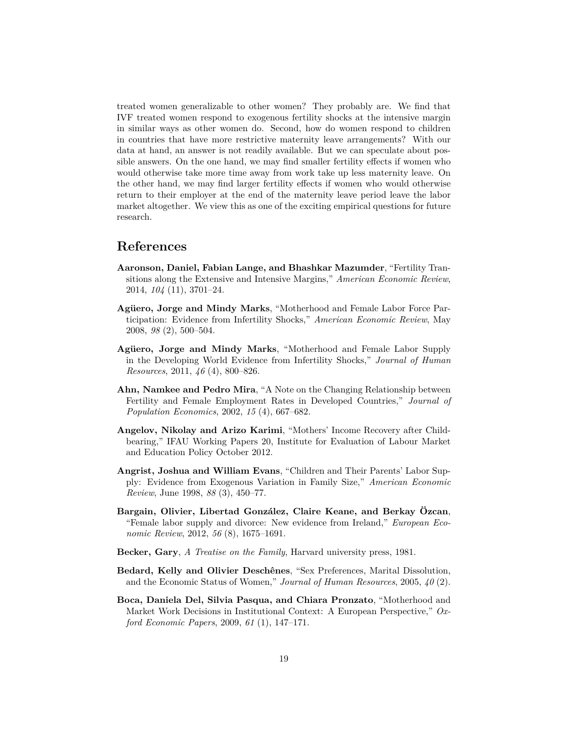treated women generalizable to other women? They probably are. We find that IVF treated women respond to exogenous fertility shocks at the intensive margin in similar ways as other women do. Second, how do women respond to children in countries that have more restrictive maternity leave arrangements? With our data at hand, an answer is not readily available. But we can speculate about possible answers. On the one hand, we may find smaller fertility effects if women who would otherwise take more time away from work take up less maternity leave. On the other hand, we may find larger fertility effects if women who would otherwise return to their employer at the end of the maternity leave period leave the labor market altogether. We view this as one of the exciting empirical questions for future research.

## References

**Aaronson, Daniel, Fabian Lange, and Bhashkar Mazumder**, "Fertility Transitions along the Extensive and Intensive Margins," *American Economic Review*, 2014, *104* (11), 3701–24.

**Agüero, Jorge and Mindy Marks**, "Motherhood and Female Labor Force Participation: Evidence from Infertility Shocks," *American Economic Review*, May 2008, *98* (2), 500–504.

**Agüero, Jorge and Mindy Marks**, "Motherhood and Female Labor Supply in the Developing World Evidence from Infertility Shocks," *Journal of Human Resources*, 2011, *46* (4), 800–826.

**Ahn, Namkee and Pedro Mira**, "A Note on the Changing Relationship between Fertility and Female Employment Rates in Developed Countries," *Journal of Population Economics*, 2002, *15* (4), 667–682.

**Angelov, Nikolay and Arizo Karimi**, "Mothers' Income Recovery after Childbearing," IFAU Working Papers 20, Institute for Evaluation of Labour Market and Education Policy October 2012.

**Angrist, Joshua and William Evans**, "Children and Their Parents' Labor Supply: Evidence from Exogenous Variation in Family Size," *American Economic Review*, June 1998, *88* (3), 450–77.

**Bargain, Olivier, Libertad González, Claire Keane, and Berkay Özcan**, "Female labor supply and divorce: New evidence from Ireland," *European Economic Review*, 2012, *56* (8), 1675–1691.

**Becker, Gary**, *A Treatise on the Family*, Harvard university press, 1981.

**Bedard, Kelly and Olivier Deschênes**, "Sex Preferences, Marital Dissolution, and the Economic Status of Women," *Journal of Human Resources*, 2005, *40* (2).

**Boca, Daniela Del, Silvia Pasqua, and Chiara Pronzato**, "Motherhood and Market Work Decisions in Institutional Context: A European Perspective," *Oxford Economic Papers*, 2009, *61* (1), 147–171.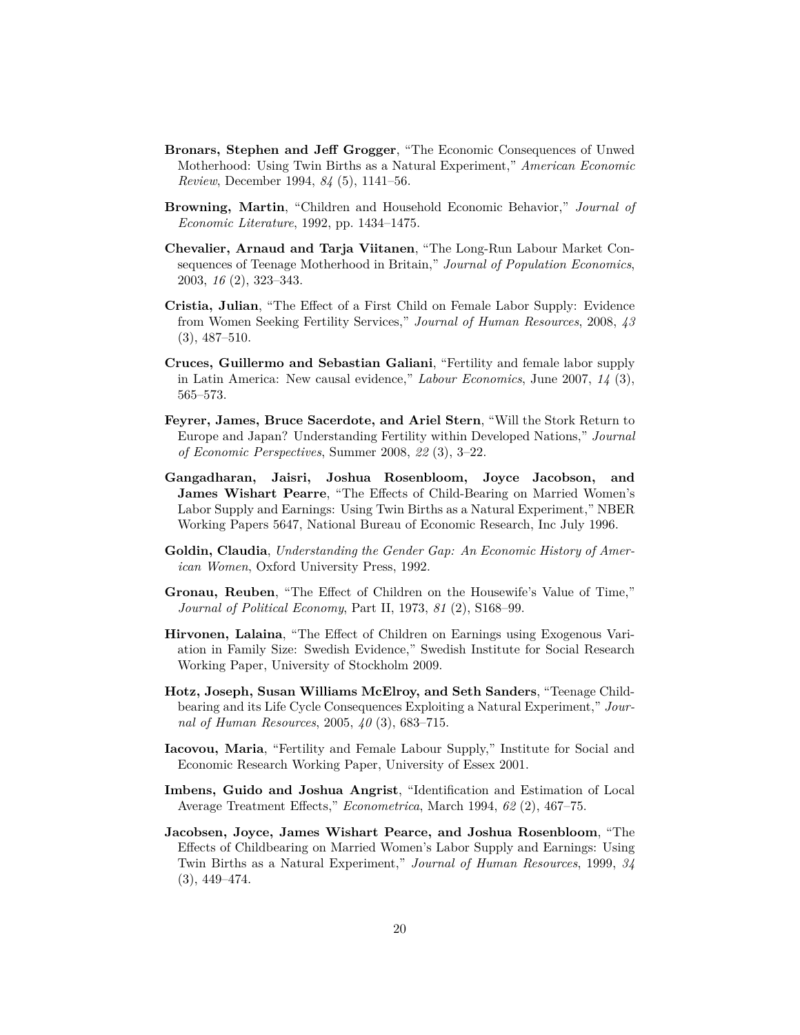**Bronars, Stephen and Jeff Grogger**, "The Economic Consequences of Unwed Motherhood: Using Twin Births as a Natural Experiment," *American Economic Review*, December 1994, *84* (5), 1141–56.

**Browning, Martin**, "Children and Household Economic Behavior," *Journal of Economic Literature*, 1992, pp. 1434–1475.

**Chevalier, Arnaud and Tarja Viitanen**, "The Long-Run Labour Market Consequences of Teenage Motherhood in Britain," *Journal of Population Economics*, 2003, *16* (2), 323–343.

**Cristia, Julian**, "The Effect of a First Child on Female Labor Supply: Evidence from Women Seeking Fertility Services," *Journal of Human Resources*, 2008, *43* (3), 487–510.

**Cruces, Guillermo and Sebastian Galiani**, "Fertility and female labor supply in Latin America: New causal evidence," *Labour Economics*, June 2007, *14* (3), 565–573.

**Feyrer, James, Bruce Sacerdote, and Ariel Stern**, "Will the Stork Return to Europe and Japan? Understanding Fertility within Developed Nations," *Journal of Economic Perspectives*, Summer 2008, *22* (3), 3–22.

**Gangadharan, Jaisri, Joshua Rosenbloom, Joyce Jacobson, and James Wishart Pearre**, "The Effects of Child-Bearing on Married Women's Labor Supply and Earnings: Using Twin Births as a Natural Experiment," NBER Working Papers 5647, National Bureau of Economic Research, Inc July 1996.

**Goldin, Claudia**, *Understanding the Gender Gap: An Economic History of American Women*, Oxford University Press, 1992.

**Gronau, Reuben**, "The Effect of Children on the Housewife's Value of Time," *Journal of Political Economy*, Part II, 1973, *81* (2), S168–99.

**Hirvonen, Lalaina**, "The Effect of Children on Earnings using Exogenous Variation in Family Size: Swedish Evidence," Swedish Institute for Social Research Working Paper, University of Stockholm 2009.

**Hotz, Joseph, Susan Williams McElroy, and Seth Sanders**, "Teenage Childbearing and its Life Cycle Consequences Exploiting a Natural Experiment," *Journal of Human Resources*, 2005, *40* (3), 683–715.

**Iacovou, Maria**, "Fertility and Female Labour Supply," Institute for Social and Economic Research Working Paper, University of Essex 2001.

**Imbens, Guido and Joshua Angrist**, "Identification and Estimation of Local Average Treatment Effects," *Econometrica*, March 1994, *62* (2), 467–75.

**Jacobsen, Joyce, James Wishart Pearce, and Joshua Rosenbloom**, "The Effects of Childbearing on Married Women's Labor Supply and Earnings: Using Twin Births as a Natural Experiment," *Journal of Human Resources*, 1999, *34* (3), 449–474.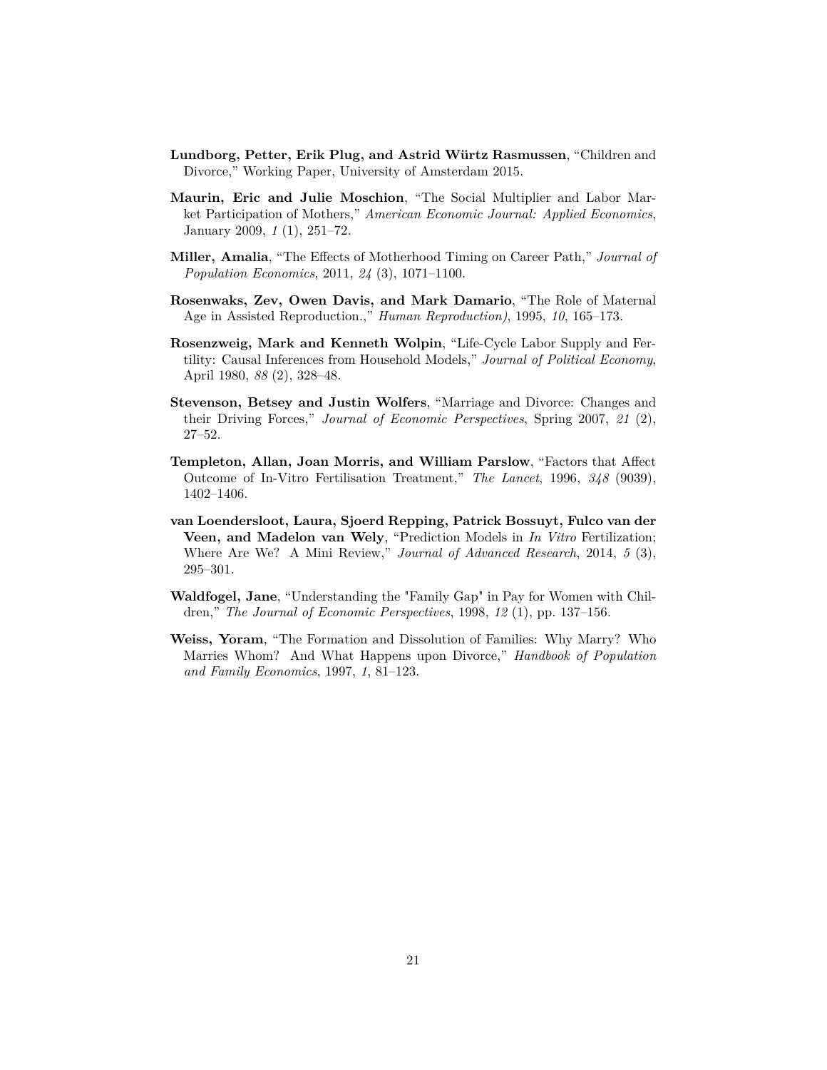**Lundborg, Petter, Erik Plug, and Astrid Würtz Rasmussen**, "Children and Divorce," Working Paper, University of Amsterdam 2015.

**Maurin, Eric and Julie Moschion**, "The Social Multiplier and Labor Market Participation of Mothers," *American Economic Journal: Applied Economics*, January 2009, *1* (1), 251–72.

**Miller, Amalia**, "The Effects of Motherhood Timing on Career Path," *Journal of Population Economics*, 2011, *24* (3), 1071–1100.

**Rosenwaks, Zev, Owen Davis, and Mark Damario**, "The Role of Maternal Age in Assisted Reproduction.," *Human Reproduction)*, 1995, *10*, 165–173.

**Rosenzweig, Mark and Kenneth Wolpin**, "Life-Cycle Labor Supply and Fertility: Causal Inferences from Household Models," *Journal of Political Economy*, April 1980, *88* (2), 328–48.

**Stevenson, Betsey and Justin Wolfers**, "Marriage and Divorce: Changes and their Driving Forces," *Journal of Economic Perspectives*, Spring 2007, *21* (2), 27–52.

**Templeton, Allan, Joan Morris, and William Parslow**, "Factors that Affect Outcome of In-Vitro Fertilisation Treatment," *The Lancet*, 1996, *348* (9039), 1402–1406.

**van Loendersloot, Laura, Sjoerd Repping, Patrick Bossuyt, Fulco van der Veen, and Madelon van Wely**, "Prediction Models in *In Vitro* Fertilization; Where Are We? A Mini Review," *Journal of Advanced Research*, 2014, *5* (3), 295–301.

**Waldfogel, Jane**, "Understanding the "Family Gap" in Pay for Women with Children," *The Journal of Economic Perspectives*, 1998, *12* (1), pp. 137–156.

**Weiss, Yoram**, "The Formation and Dissolution of Families: Why Marry? Who Marries Whom? And What Happens upon Divorce," *Handbook of Population and Family Economics*, 1997, *1*, 81–123.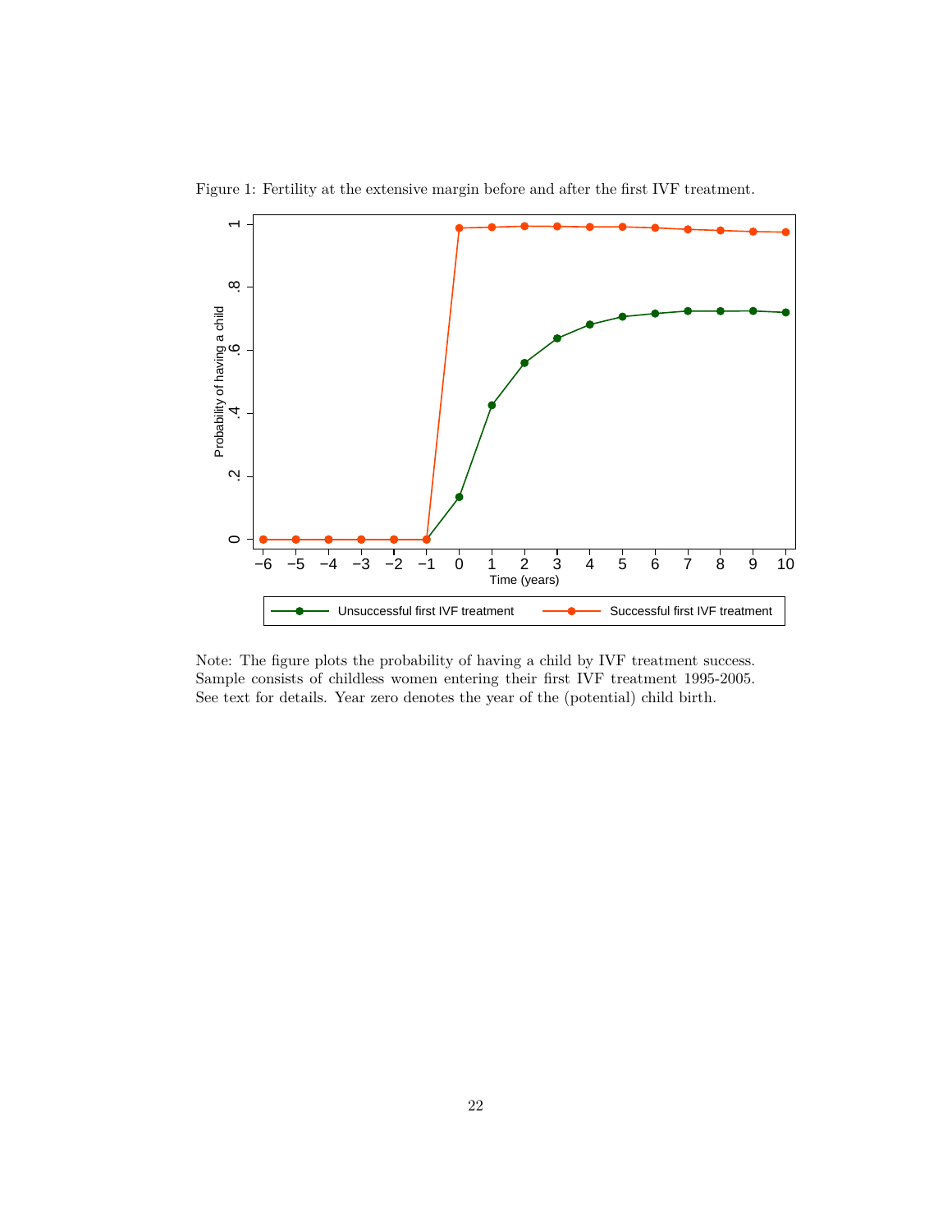Figure 1: Fertility at the extensive margin before and after the first IVF treatment.

Note: The figure plots the probability of having a child by IVF treatment success. Sample consists of childless women entering their first IVF treatment 1995-2005. See text for details. Year zero denotes the year of the (potential) child birth.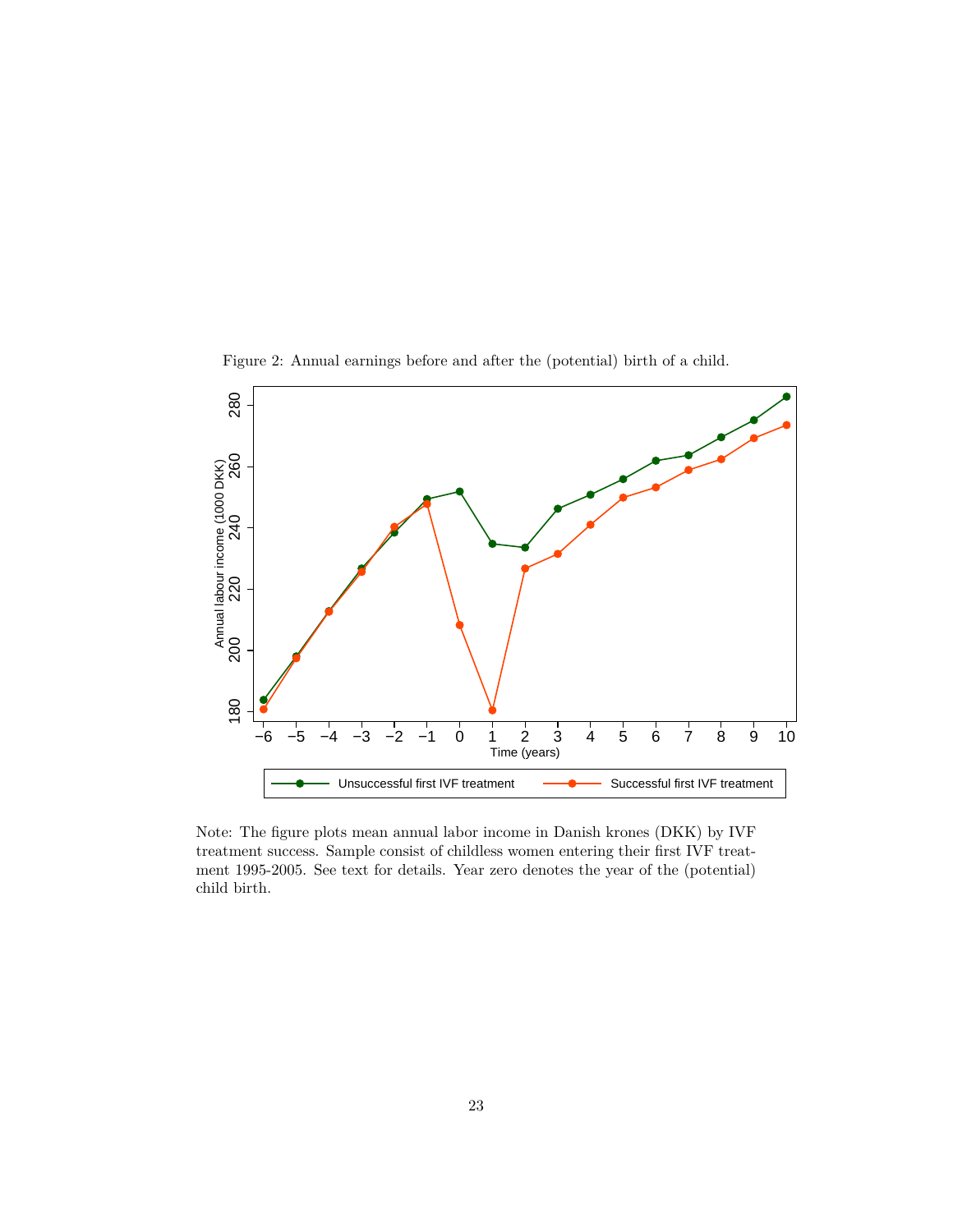Figure 2: Annual earnings before and after the (potential) birth of a child.

Note: The figure plots mean annual labor income in Danish krones (DKK) by IVF treatment success. Sample consist of childless women entering their first IVF treatment 1995-2005. See text for details. Year zero denotes the year of the (potential) child birth.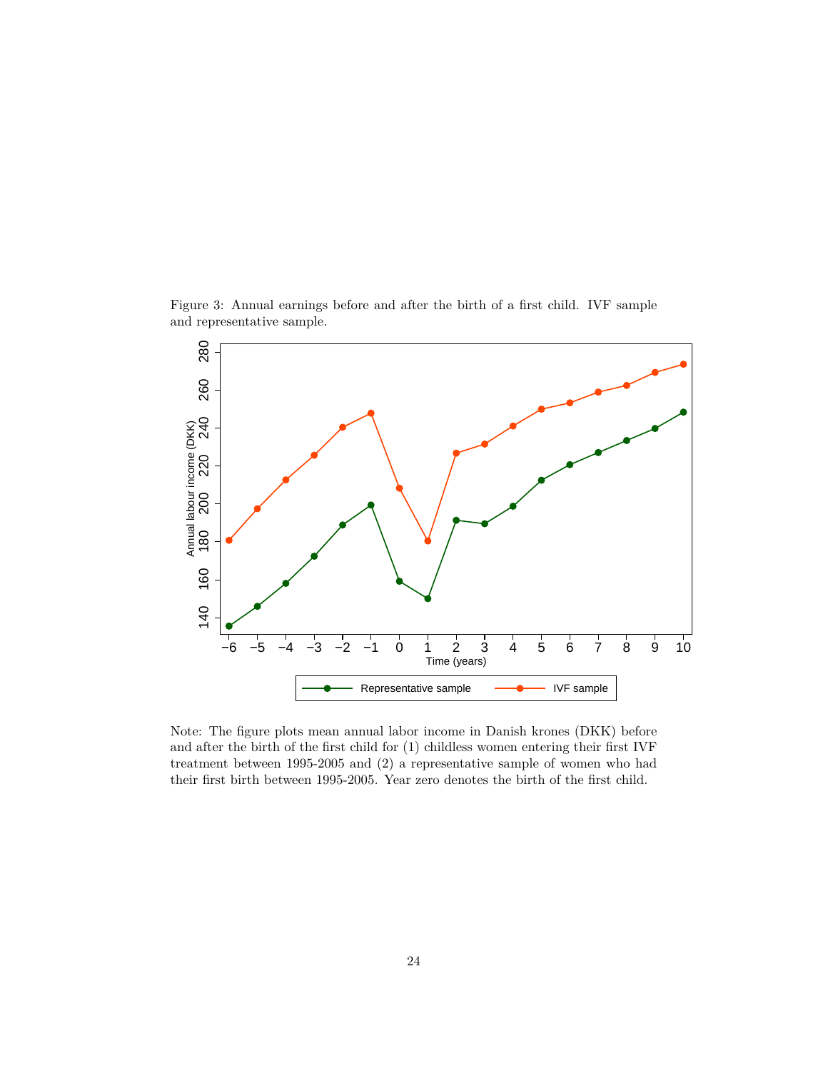Figure 3: Annual earnings before and after the birth of a first child. IVF sample and representative sample.

Note: The figure plots mean annual labor income in Danish krones (DKK) before and after the birth of the first child for (1) childless women entering their first IVF treatment between 1995-2005 and (2) a representative sample of women who had their first birth between 1995-2005. Year zero denotes the birth of the first child.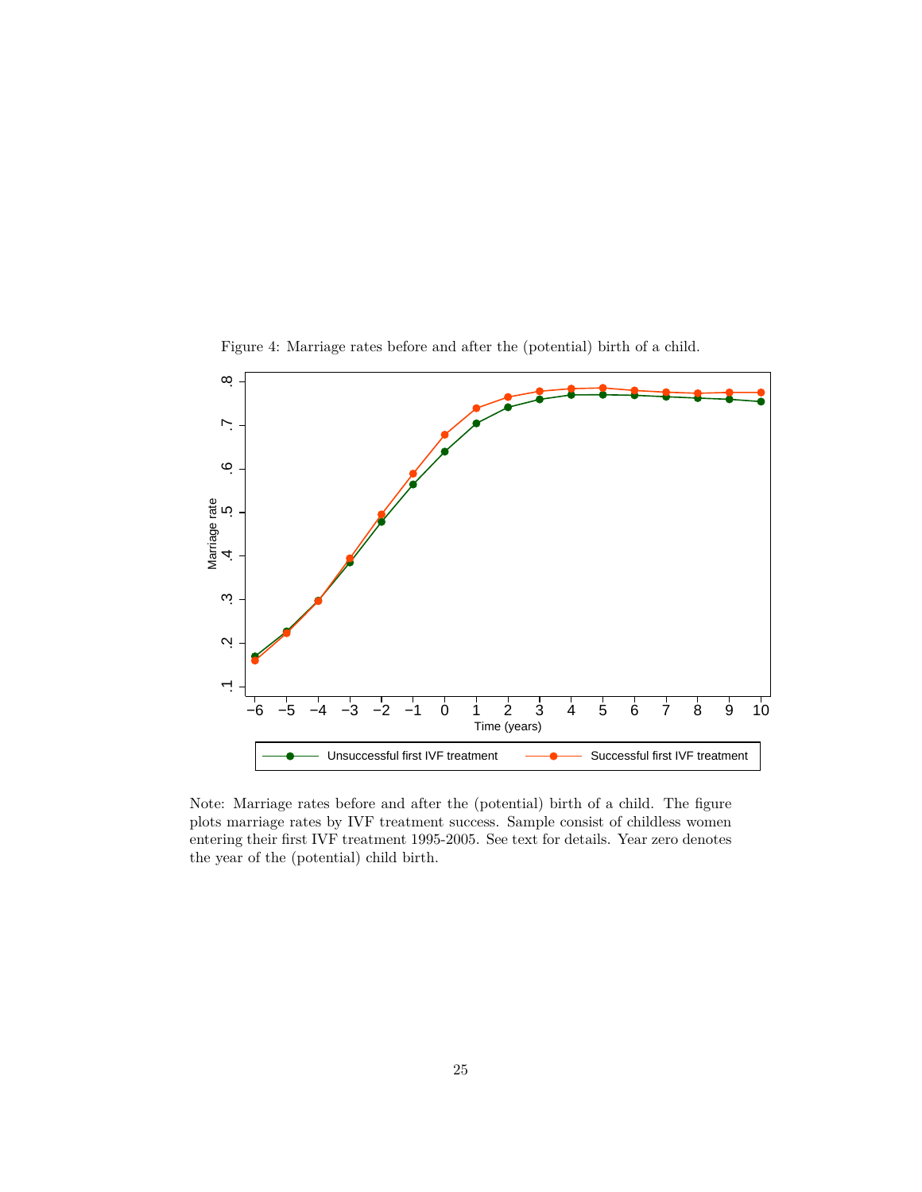Figure 4: Marriage rates before and after the (potential) birth of a child.

Note: Marriage rates before and after the (potential) birth of a child. The figure plots marriage rates by IVF treatment success. Sample consist of childless women entering their first IVF treatment 1995-2005. See text for details. Year zero denotes the year of the (potential) child birth.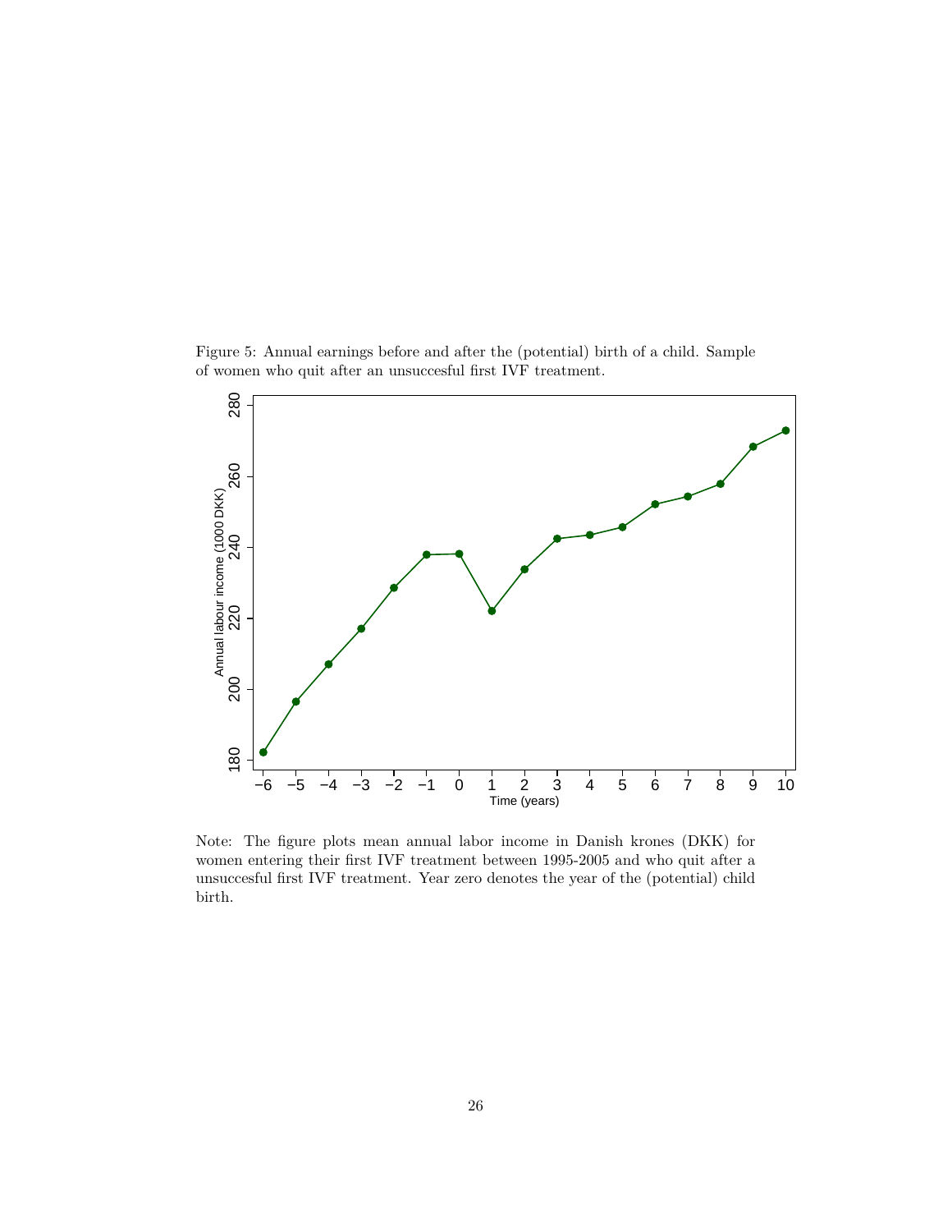Figure 5: Annual earnings before and after the (potential) birth of a child. Sample of women who quit after an unsuccesful first IVF treatment.

Note: The figure plots mean annual labor income in Danish krones (DKK) for women entering their first IVF treatment between 1995-2005 and who quit after a unsuccesful first IVF treatment. Year zero denotes the year of the (potential) child birth.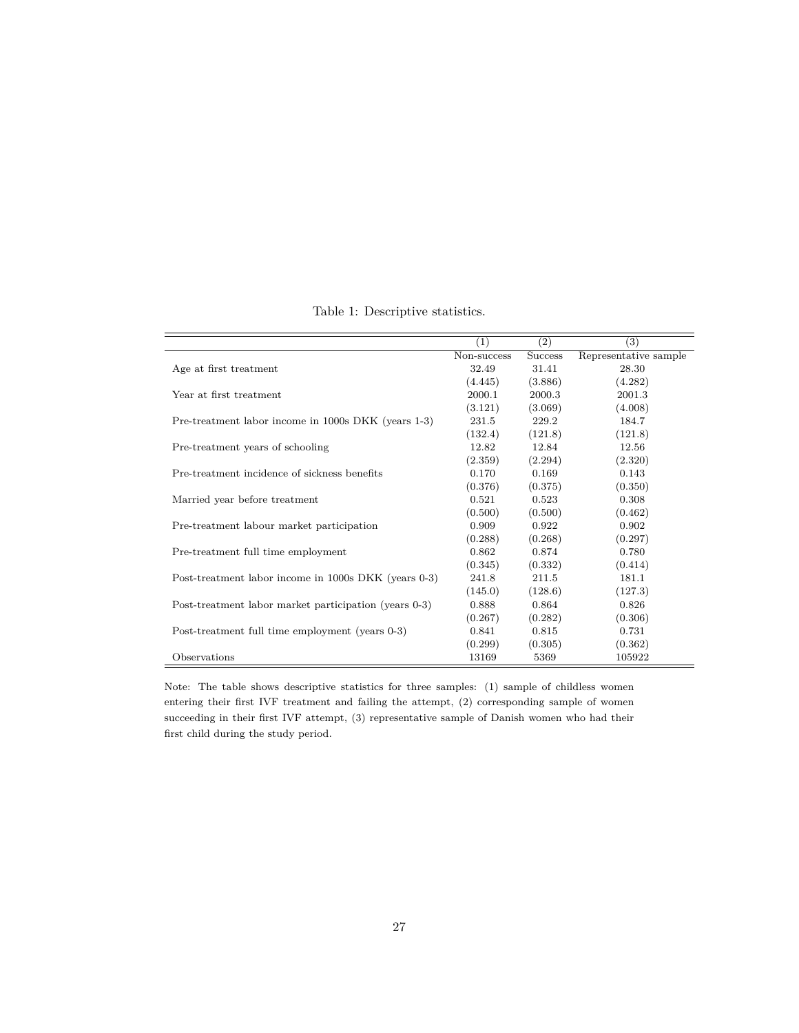Table 1: Descriptive statistics.

| | (1) | (2) | (3) |
|---|---|---|---|
| | Non-success | Success | Representative sample |
| Age at first treatment | 32.49 | 31.41 | 28.30 |
| | (4.445) | (3.886) | (4.282) |
| Year at first treatment | 2000.1 | 2000.3 | 2001.3 |
| | (3.121) | (3.069) | (4.008) |
| Pre-treatment labor income in 1000s DKK (years 1-3) | 231.5 | 229.2 | 184.7 |
| | (132.4) | (121.8) | (121.8) |
| Pre-treatment years of schooling | 12.82 | 12.84 | 12.56 |
| | (2.359) | (2.294) | (2.320) |
| Pre-treatment incidence of sickness benefits | 0.170 | 0.169 | 0.143 |
| | (0.376) | (0.375) | (0.350) |
| Married year before treatment | 0.521 | 0.523 | 0.308 |
| | (0.500) | (0.500) | (0.462) |
| Pre-treatment labour market participation | 0.909 | 0.922 | 0.902 |
| | (0.288) | (0.268) | (0.297) |
| Pre-treatment full time employment | 0.862 | 0.874 | 0.780 |
| | (0.345) | (0.332) | (0.414) |
| Post-treatment labor income in 1000s DKK (years 0-3) | 241.8 | 211.5 | 181.1 |
| | (145.0) | (128.6) | (127.3) |
| Post-treatment labor market participation (years 0-3) | 0.888 | 0.864 | 0.826 |
| | (0.267) | (0.282) | (0.306) |
| Post-treatment full time employment (years 0-3) | 0.841 | 0.815 | 0.731 |
| | (0.299) | (0.305) | (0.362) |
| Observations | 13169 | 5369 | 105922 |

Note: The table shows descriptive statistics for three samples: (1) sample of childless women entering their first IVF treatment and failing the attempt, (2) corresponding sample of women succeeding in their first IVF attempt, (3) representative sample of Danish women who had their first child during the study period.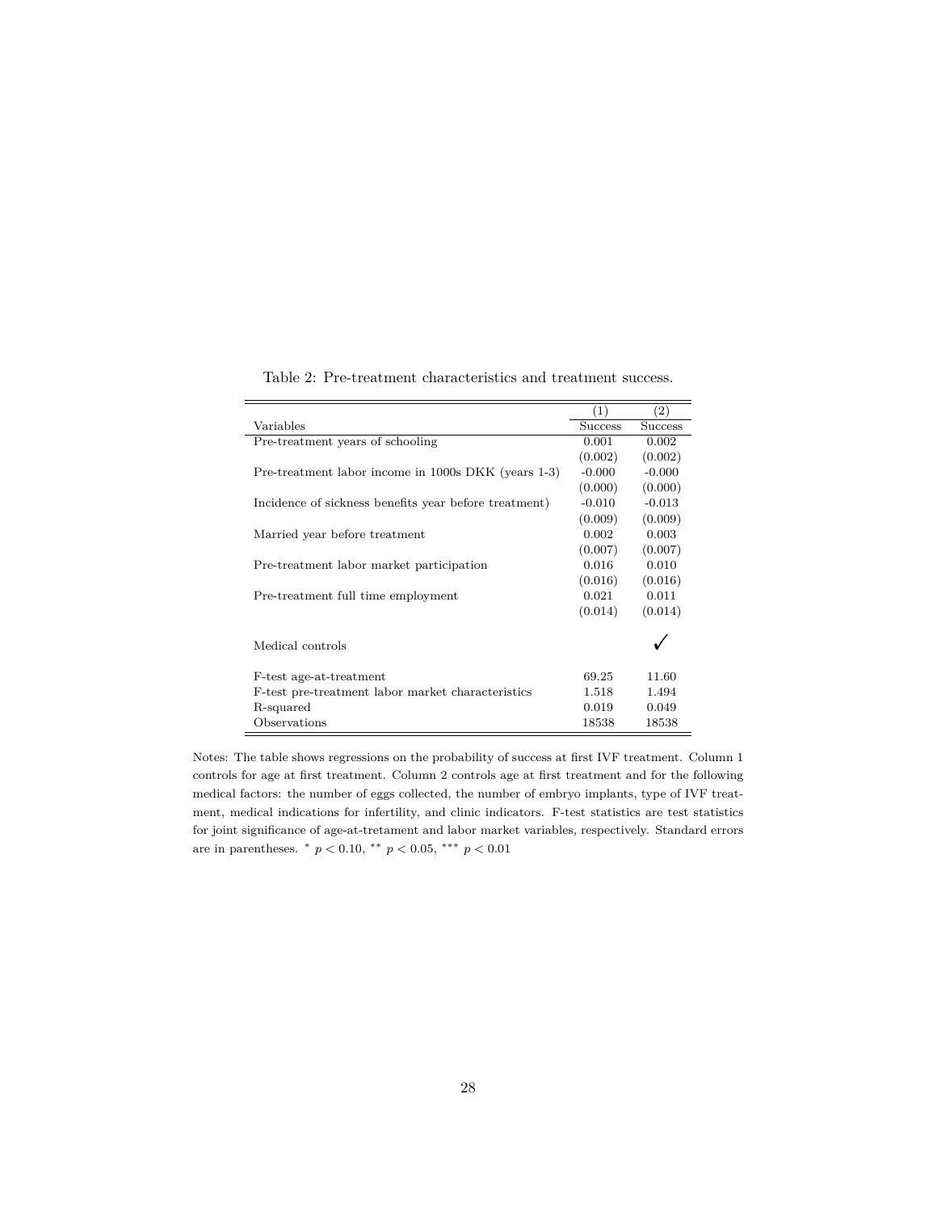Table 2: Pre-treatment characteristics and treatment success.

| | (1) | (2) |
|---|---|---|
| Variables | Success | Success |
| Pre-treatment years of schooling | 0.001 | 0.002 |
| | (0.002) | (0.002) |
| Pre-treatment labor income in 1000s DKK (years 1-3) | -0.000 | -0.000 |
| | (0.000) | (0.000) |
| Incidence of sickness benefits year before treatment) | -0.010 | -0.013 |
| | (0.009) | (0.009) |
| Married year before treatment | 0.002 | 0.003 |
| | (0.007) | (0.007) |
| Pre-treatment labor market participation | 0.016 | 0.010 |
| | (0.016) | (0.016) |
| Pre-treatment full time employment | 0.021 | 0.011 |
| | (0.014) | (0.014) |
| Medical controls | | ✓ |
| F-test age-at-treatment | 69.25 | 11.60 |
| F-test pre-treatment labor market characteristics | 1.518 | 1.494 |
| R-squared | 0.019 | 0.049 |
| Observations | 18538 | 18538 |

Notes: The table shows regressions on the probability of success at first IVF treatment. Column 1 controls for age at first treatment. Column 2 controls age at first treatment and for the following medical factors: the number of eggs collected, the number of embryo implants, type of IVF treatment, medical indications for infertility, and clinic indicators. F-test statistics are test statistics for joint significance of age-at-tretament and labor market variables, respectively. Standard errors are in parentheses. $^{*}$ $p < 0.10$, $^{**}$ $p < 0.05$, $^{***}$ $p < 0.01$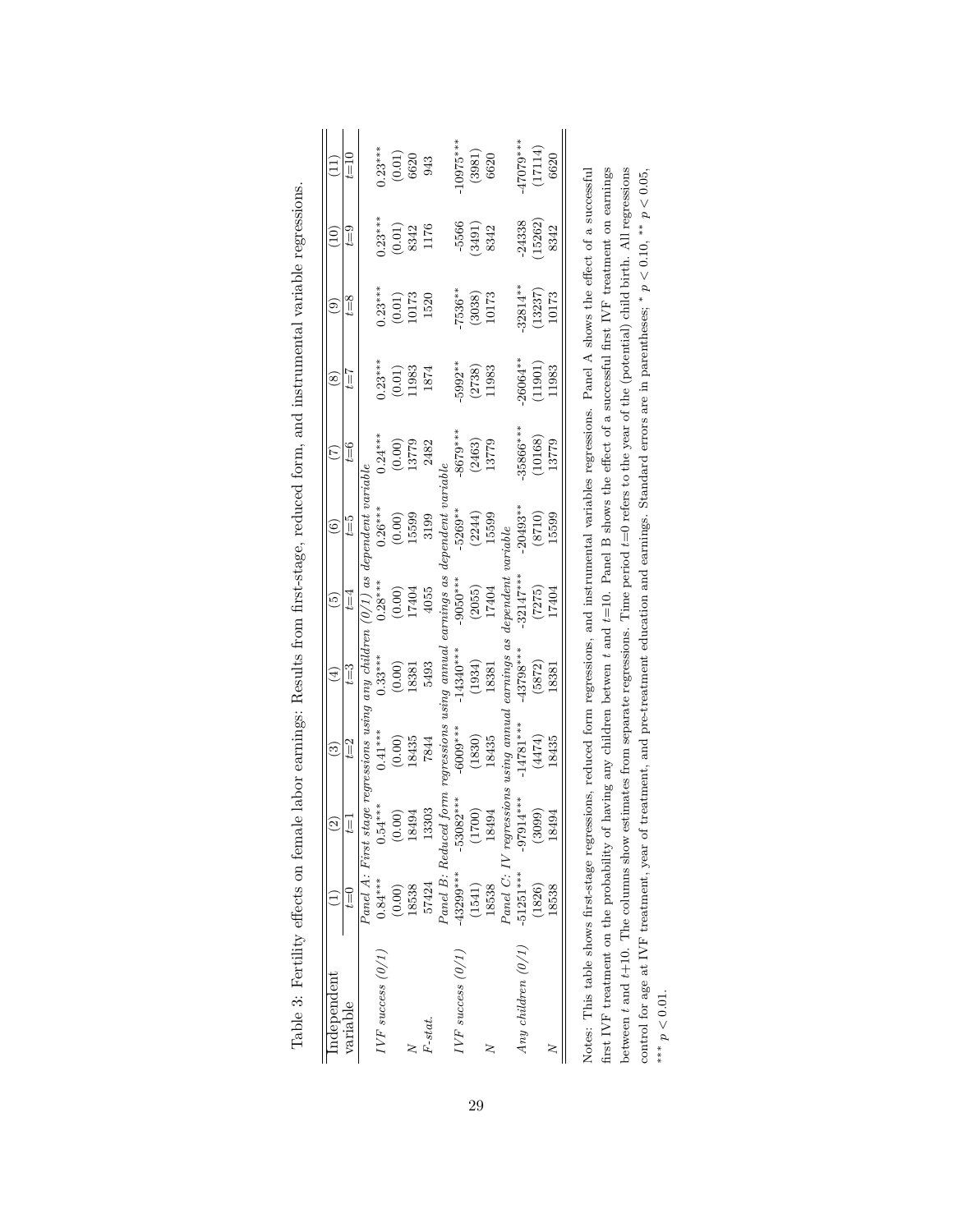Table 3: Fertility effects on female labor earnings: Results from first-stage, reduced form, and instrumental variable regressions.

| Independent variable | (1) $t$=0 | (2) $t$=1 | (3) $t$=2 | (4) $t$=3 | (5) $t$=4 | (6) $t$=5 | (7) $t$=6 | (8) $t$=7 | (9) $t$=8 | (10) $t$=9 | (11) $t$=10 |
|---|---|---|---|---|---|---|---|---|---|---|---|
| *Panel A: First stage regressions using any children (0/1) as dependent variable* | | | | | | | | | | | |
| *IVF success (0/1)* | 0.84*** | 0.54*** | 0.41*** | 0.33*** | 0.28*** | 0.26*** | 0.24*** | 0.23*** | 0.23*** | 0.23*** | 0.23*** |
| | (0.00) | (0.00) | (0.00) | (0.00) | (0.00) | (0.00) | (0.00) | (0.01) | (0.01) | (0.01) | (0.01) |
| *N* | 18538 | 18494 | 18435 | 18381 | 17404 | 15599 | 13779 | 11983 | 10173 | 8342 | 6620 |
| *F-stat.* | 57424 | 13303 | 7844 | 5493 | 4055 | 3199 | 2482 | 1874 | 1520 | 1176 | 943 |
| *Panel B: Reduced form regressions using annual earnings as dependent variable* | | | | | | | | | | | |
| *IVF success (0/1)* | -43299*** | -53082*** | -6009*** | -14340*** | -9050*** | -5269** | -8679*** | -5992** | -7536** | -5566 | -10975*** |
| | (1541) | (1700) | (1830) | (1934) | (2055) | (2244) | (2463) | (2738) | (3038) | (3491) | (3981) |
| *N* | 18538 | 18494 | 18435 | 18381 | 17404 | 15599 | 13779 | 11983 | 10173 | 8342 | 6620 |
| *Panel C: IV regressions using annual earnings as dependent variable* | | | | | | | | | | | |
| *Any children (0/1)* | -51251*** | -97914*** | -14781*** | -43798*** | -32147*** | -20493** | -35866*** | -26064** | -32814** | -24338 | -47079*** |
| | (1826) | (3099) | (4474) | (5872) | (7275) | (8710) | (10168) | (11901) | (13237) | (15262) | (17114) |
| *N* | 18538 | 18494 | 18435 | 18381 | 17404 | 15599 | 13779 | 11983 | 10173 | 8342 | 6620 |

Notes: This table shows first-stage regressions, reduced form regressions, and instrumental variables regressions. Panel A shows the effect of a successful first IVF treatment on the probability of having any children between $t$ and $t$=10. Panel B shows the effect of a successful first IVF treatment on earnings between $t$ and $t$+10. The columns show estimates from separate regressions. Time period $t$=0 refers to the year of the (potential) child birth. All regressions control for age at IVF treatment, year of treatment, and pre-treatment education and earnings. Standard errors are in parentheses; * $p < 0.10$, ** $p < 0.05$, *** $p < 0.01$.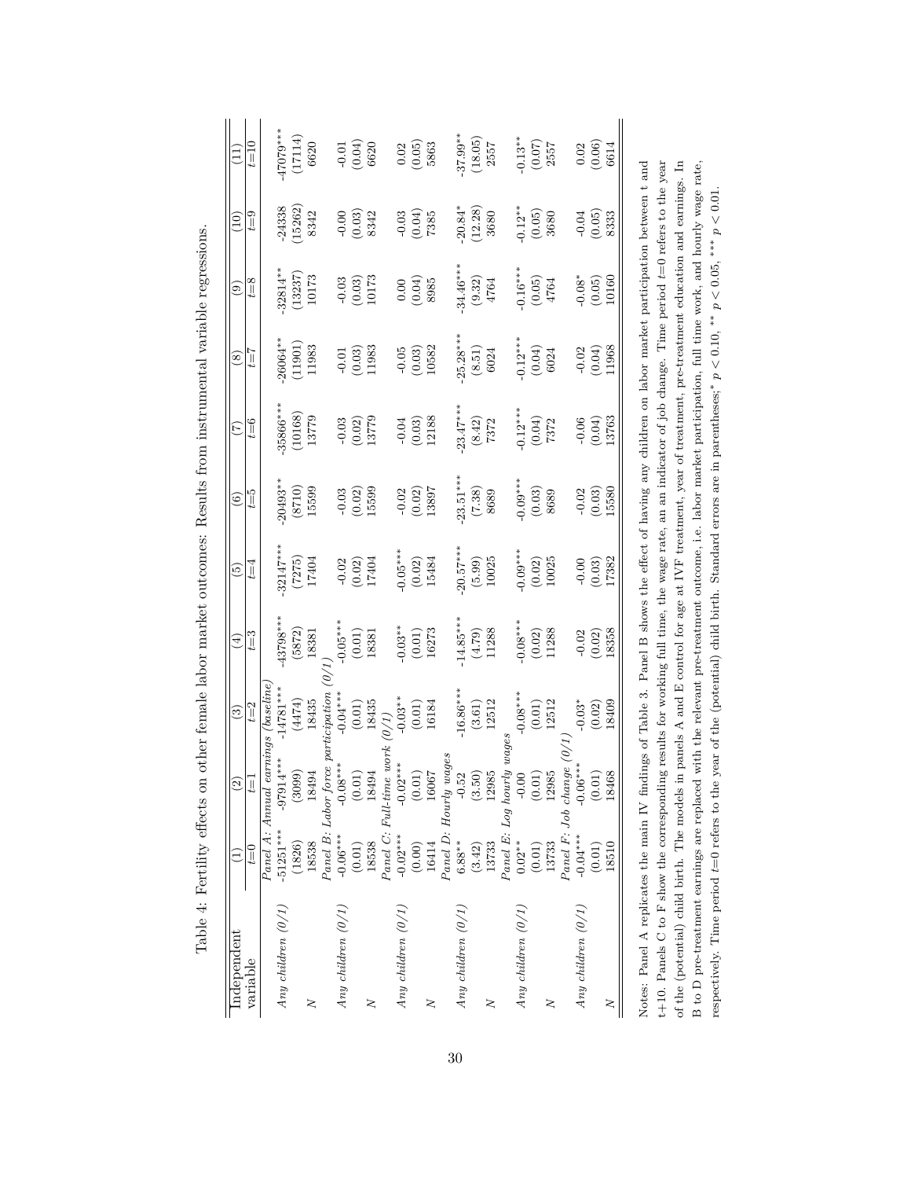Table 4: Fertility effects on other female labor market outcomes: Results from instrumental variable regressions.

| Independent variable | (1) $t$=0 | (2) $t$=1 | (3) $t$=2 | (4) $t$=3 | (5) $t$=4 | (6) $t$=5 | (7) $t$=6 | (8) $t$=7 | (9) $t$=8 | (10) $t$=9 | (11) $t$=10 |
|---|---|---|---|---|---|---|---|---|---|---|---|
| *Panel A: Annual earnings (baseline)* | | | | | | | | | | | |
| *Any children (0/1)* | -51251*** | -97914*** | -14781*** | -43798*** | -32147*** | -20493** | -35866*** | -26064** | -32814** | -24338 | -47079*** |
| | (1826) | (3099) | (4474) | (5872) | (7275) | (8710) | (10168) | (11901) | (13237) | (15262) | (17114) |
| $N$ | 18538 | 18494 | 18435 | 18381 | 17404 | 15599 | 13779 | 11983 | 10173 | 8342 | 6620 |
| *Panel B: Labor force participation (0/1)* | | | | | | | | | | | |
| *Any children (0/1)* | -0.06*** | -0.08*** | -0.04*** | -0.05*** | -0.02 | -0.03 | -0.03 | -0.01 | -0.03 | -0.00 | -0.01 |
| | (0.01) | (0.01) | (0.01) | (0.01) | (0.02) | (0.02) | (0.02) | (0.03) | (0.03) | (0.03) | (0.04) |
| $N$ | 18538 | 18494 | 18435 | 18381 | 17404 | 15599 | 13779 | 11983 | 10173 | 8342 | 6620 |
| *Panel C: Full-time work (0/1)* | | | | | | | | | | | |
| *Any children (0/1)* | -0.02*** | -0.02*** | -0.03** | -0.03** | -0.05*** | -0.02 | -0.04 | -0.05 | 0.00 | -0.03 | 0.02 |
| | (0.00) | (0.01) | (0.01) | (0.01) | (0.02) | (0.02) | (0.03) | (0.03) | (0.04) | (0.04) | (0.05) |
| $N$ | 16414 | 16067 | 16184 | 16273 | 15484 | 13897 | 12188 | 10582 | 8985 | 7385 | 5863 |
| *Panel D: Hourly wages* | | | | | | | | | | | |
| *Any children (0/1)* | 6.88** | -0.52 | -16.86*** | -14.85*** | -20.57*** | -23.51*** | -23.47*** | -25.28*** | -34.46*** | -20.84* | -37.99** |
| | (3.42) | (3.50) | (3.61) | (4.79) | (5.99) | (7.38) | (8.42) | (8.51) | (9.32) | (12.28) | (18.05) |
| $N$ | 13733 | 12985 | 12512 | 11288 | 10025 | 8689 | 7372 | 6024 | 4764 | 3680 | 2557 |
| *Panel E: Log hourly wages* | | | | | | | | | | | |
| *Any children (0/1)* | 0.02** | -0.00 | -0.08*** | -0.08*** | -0.09*** | -0.09*** | -0.12*** | -0.12*** | -0.16*** | -0.12** | -0.13** |
| | (0.01) | (0.01) | (0.01) | (0.02) | (0.02) | (0.03) | (0.04) | (0.04) | (0.05) | (0.05) | (0.07) |
| $N$ | 13733 | 12985 | 12512 | 11288 | 10025 | 8689 | 7372 | 6024 | 4764 | 3680 | 2557 |
| *Panel F: Job change (0/1)* | | | | | | | | | | | |
| *Any children (0/1)* | -0.04*** | -0.06*** | -0.03* | -0.02 | -0.00 | -0.02 | -0.06 | -0.02 | -0.08* | -0.04 | 0.02 |
| | (0.01) | (0.01) | (0.02) | (0.02) | (0.03) | (0.03) | (0.04) | (0.04) | (0.05) | (0.05) | (0.06) |
| $N$ | 18510 | 18468 | 18409 | 18358 | 17382 | 15580 | 13763 | 11968 | 10160 | 8333 | 6614 |

Notes: Panel A replicates the main IV findings of Table 3. Panel B shows the effect of having any children on labor market participation between t and t+10. Panels C to F show the corresponding results for working full time, the wage rate, an an indicator of job change. Time period $t$=0 refers to the year of the (potential) child birth. The models in panels A and E control for age at IVF treatment, year of treatment, pre-treatment education and earnings. In B to D pre-treatment earnings are replaced with the relevant pre-treatment outcome, i.e. labor market participation, full time work, and hourly wage rate, respectively. Time period $t$=0 refers to the year of the (potential) child birth. Standard errors are in parentheses;* $p < 0.10$, ** $p < 0.05$, *** $p < 0.01$.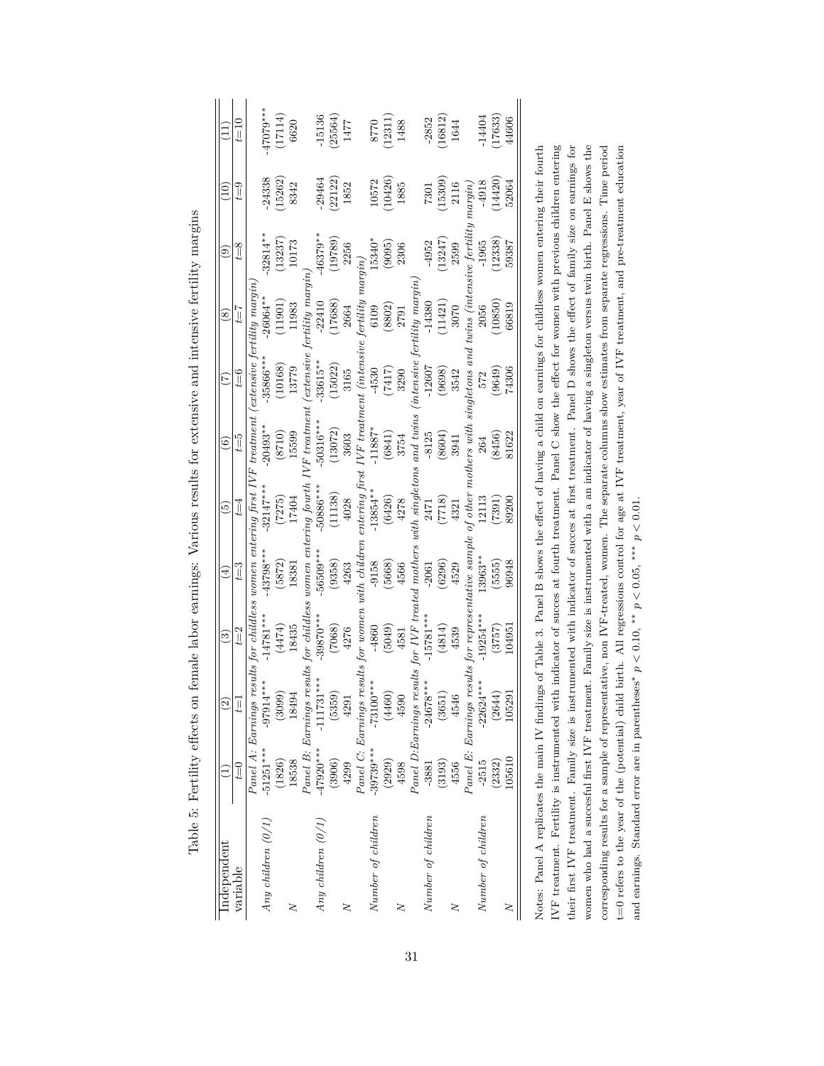Table 5: Fertility effects on female labor earnings: Various results for extensive and intensive fertility margins

| Independent variable | (1) $t$=0 | (2) $t$=1 | (3) $t$=2 | (4) $t$=3 | (5) $t$=4 | (6) $t$=5 | (7) $t$=6 | (8) $t$=7 | (9) $t$=8 | (10) $t$=9 | (11) $t$=10 |
|---|---|---|---|---|---|---|---|---|---|---|---|
| *Panel A: Earnings results for childless women entering first IVF treatment (extensive fertility margin)* | | | | | | | | | | | |
| *Any children (0/1)* | -51251*** | -97914*** | -14781*** | -43798*** | -32147*** | -20493** | -35866*** | -26064** | -32814** | -24338 | -47079*** |
| | (1826) | (3099) | (4474) | (5872) | (7275) | (8710) | (10168) | (11901) | (13237) | (15262) | (17114) |
| *N* | 18538 | 18494 | 18435 | 18381 | 17404 | 15599 | 13779 | 11983 | 10173 | 8342 | 6620 |
| *Panel B: Earnings results for childless women entering fourth IVF treatment (extensive fertility margin)* | | | | | | | | | | | |
| *Any children (0/1)* | -47920*** | -111731*** | -39870*** | -56509*** | -50886*** | -50316*** | -33615** | -22410 | -46379** | -29464 | -15136 |
| | (3906) | (5359) | (7068) | (9358) | (11138) | (13072) | (15022) | (17688) | (19789) | (22122) | (25564) |
| *N* | 4299 | 4291 | 4276 | 4263 | 4028 | 3603 | 3165 | 2664 | 2256 | 1852 | 1477 |
| *Panel C: Earnings results for women with children entering first IVF treatment (intensive fertility margin)* | | | | | | | | | | | |
| *Number of children* | -39739*** | -73100*** | -4860 | -9158 | -13854** | -11887* | -4530 | 6109 | 15340* | 10572 | 8770 |
| | (2929) | (4460) | (5049) | (5668) | (6426) | (6841) | (7417) | (8802) | (9095) | (10426) | (12311) |
| *N* | 4598 | 4590 | 4581 | 4566 | 4278 | 3754 | 3290 | 2791 | 2306 | 1885 | 1488 |
| *Panel D:Earnings results for IVF treated mothers with singletons and twins (intensive fertility margin)* | | | | | | | | | | | |
| *Number of children* | -3881 | -24678*** | -15781*** | -2061 | 2471 | -8125 | -12607 | -14380 | -4952 | 7301 | -2852 |
| | (3193) | (3651) | (4814) | (6296) | (7718) | (8604) | (9698) | (11421) | (13247) | (15309) | (16812) |
| *N* | 4556 | 4546 | 4539 | 4529 | 4321 | 3941 | 3542 | 3070 | 2599 | 2116 | 1644 |
| *Panel E: Earnings results for representative sample of other mothers with singletons and twins (intensive fertility margin)* | | | | | | | | | | | |
| *Number of children* | -2515 | -22624*** | -19254*** | 13963** | 12113 | 264 | 572 | 2056 | -1965 | -4918 | -14404 |
| | (2332) | (2644) | (3757) | (5555) | (7391) | (8456) | (9649) | (10850) | (12338) | (14420) | (17633) |
| *N* | 105610 | 105291 | 104951 | 96948 | 89200 | 81622 | 74306 | 66819 | 59387 | 52064 | 44606 |

Notes: Panel A replicates the main IV findings of Table 3. Panel B shows the effect of having a child on earnings for childless women entering their fourth IVF treatment. Fertility is instrumented with indicator of succes at fourth treatment. Panel C show the effect for women with previous children entering their first IVF treatment. Family size is instrumented with indicator of succes at first treatment. Panel D shows the effect of family size on earnings for women who had a succesful first IVF treatment. Family size is instrumented with a an indicator of having a singleton versus twin birth. Panel E shows the corresponding results for a sample of representative, non IVF-treated, women. The separate columns show estimates from separate regressions. Time period t=0 refers to the year of the (potential) child birth. All regressions control for age at IVF treatment, year of IVF treatment, and pre-treatment education and earnings. Standard error are in parentheses* $p < 0.10$, ** $p < 0.05$, *** $p < 0.01$.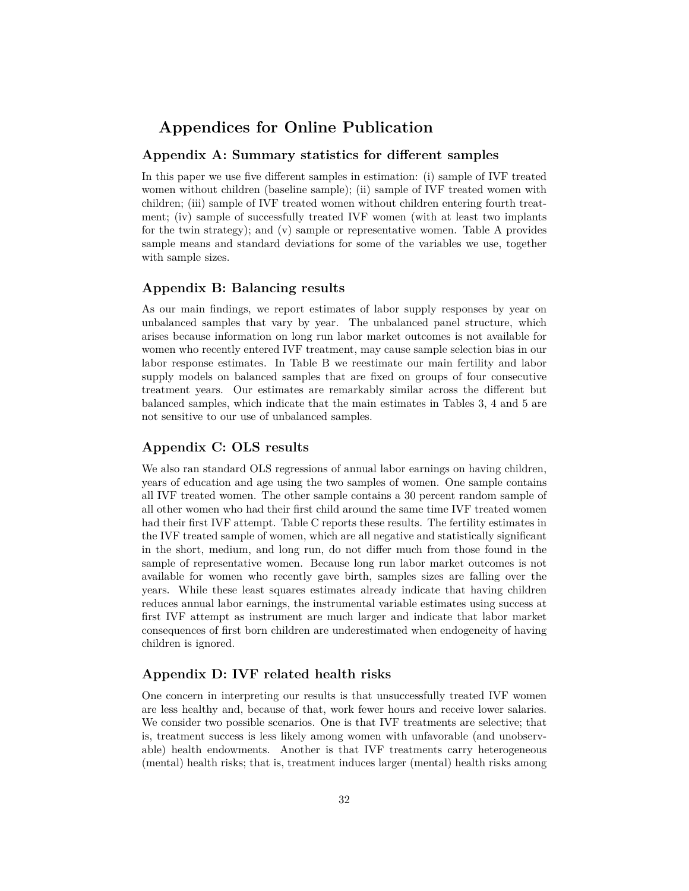# Appendices for Online Publication

## Appendix A: Summary statistics for different samples

In this paper we use five different samples in estimation: (i) sample of IVF treated women without children (baseline sample); (ii) sample of IVF treated women with children; (iii) sample of IVF treated women without children entering fourth treatment; (iv) sample of successfully treated IVF women (with at least two implants for the twin strategy); and (v) sample or representative women. Table A provides sample means and standard deviations for some of the variables we use, together with sample sizes.

## Appendix B: Balancing results

As our main findings, we report estimates of labor supply responses by year on unbalanced samples that vary by year. The unbalanced panel structure, which arises because information on long run labor market outcomes is not available for women who recently entered IVF treatment, may cause sample selection bias in our labor response estimates. In Table B we reestimate our main fertility and labor supply models on balanced samples that are fixed on groups of four consecutive treatment years. Our estimates are remarkably similar across the different but balanced samples, which indicate that the main estimates in Tables 3, 4 and 5 are not sensitive to our use of unbalanced samples.

## Appendix C: OLS results

We also ran standard OLS regressions of annual labor earnings on having children, years of education and age using the two samples of women. One sample contains all IVF treated women. The other sample contains a 30 percent random sample of all other women who had their first child around the same time IVF treated women had their first IVF attempt. Table C reports these results. The fertility estimates in the IVF treated sample of women, which are all negative and statistically significant in the short, medium, and long run, do not differ much from those found in the sample of representative women. Because long run labor market outcomes is not available for women who recently gave birth, samples sizes are falling over the years. While these least squares estimates already indicate that having children reduces annual labor earnings, the instrumental variable estimates using success at first IVF attempt as instrument are much larger and indicate that labor market consequences of first born children are underestimated when endogeneity of having children is ignored.

## Appendix D: IVF related health risks

One concern in interpreting our results is that unsuccessfully treated IVF women are less healthy and, because of that, work fewer hours and receive lower salaries. We consider two possible scenarios. One is that IVF treatments are selective; that is, treatment success is less likely among women with unfavorable (and unobservable) health endowments. Another is that IVF treatments carry heterogeneous (mental) health risks; that is, treatment induces larger (mental) health risks among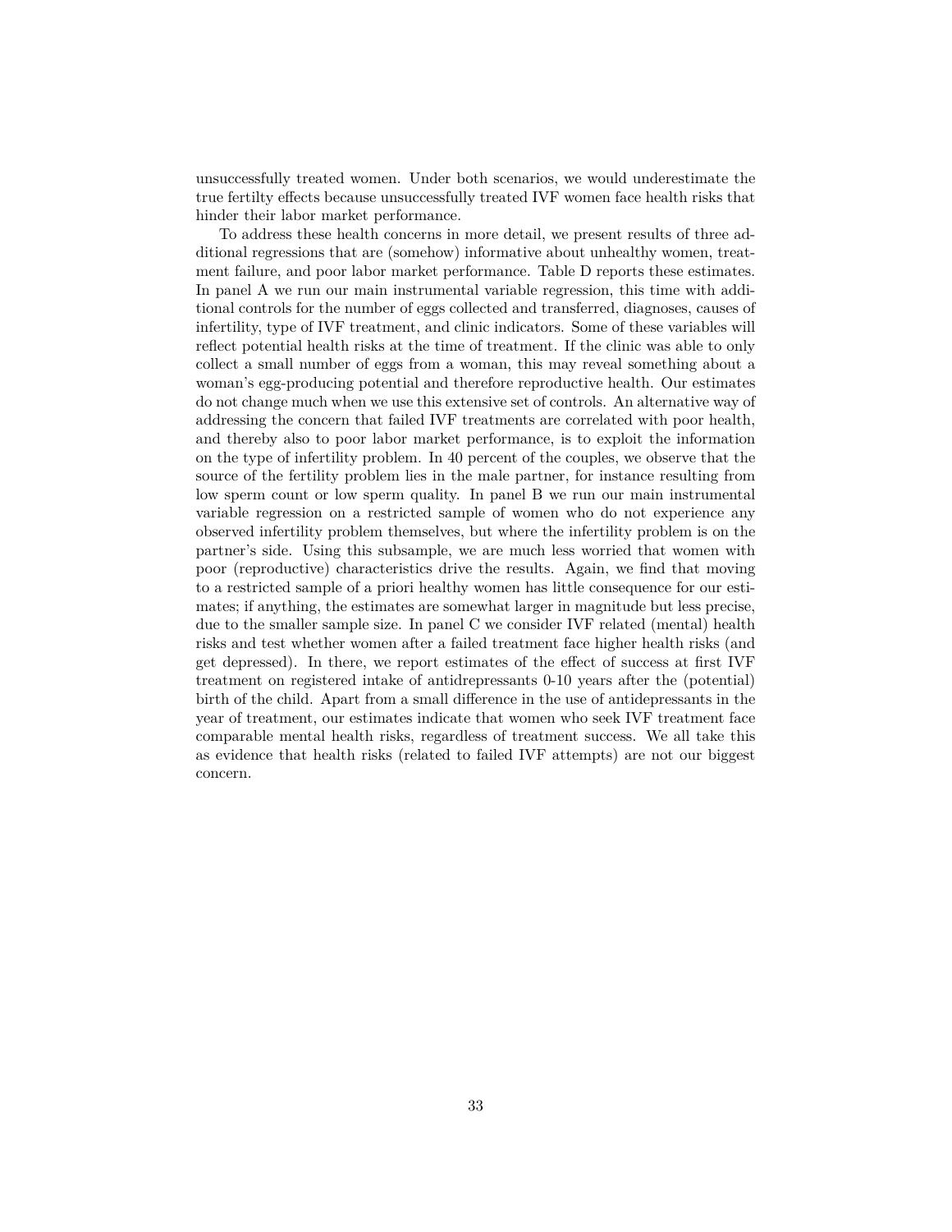unsuccessfully treated women. Under both scenarios, we would underestimate the true fertilty effects because unsuccessfully treated IVF women face health risks that hinder their labor market performance.

To address these health concerns in more detail, we present results of three additional regressions that are (somehow) informative about unhealthy women, treatment failure, and poor labor market performance. Table D reports these estimates. In panel A we run our main instrumental variable regression, this time with additional controls for the number of eggs collected and transferred, diagnoses, causes of infertility, type of IVF treatment, and clinic indicators. Some of these variables will reflect potential health risks at the time of treatment. If the clinic was able to only collect a small number of eggs from a woman, this may reveal something about a woman's egg-producing potential and therefore reproductive health. Our estimates do not change much when we use this extensive set of controls. An alternative way of addressing the concern that failed IVF treatments are correlated with poor health, and thereby also to poor labor market performance, is to exploit the information on the type of infertility problem. In 40 percent of the couples, we observe that the source of the fertility problem lies in the male partner, for instance resulting from low sperm count or low sperm quality. In panel B we run our main instrumental variable regression on a restricted sample of women who do not experience any observed infertility problem themselves, but where the infertility problem is on the partner's side. Using this subsample, we are much less worried that women with poor (reproductive) characteristics drive the results. Again, we find that moving to a restricted sample of a priori healthy women has little consequence for our estimates; if anything, the estimates are somewhat larger in magnitude but less precise, due to the smaller sample size. In panel C we consider IVF related (mental) health risks and test whether women after a failed treatment face higher health risks (and get depressed). In there, we report estimates of the effect of success at first IVF treatment on registered intake of antidrepressants 0-10 years after the (potential) birth of the child. Apart from a small difference in the use of antidepressants in the year of treatment, our estimates indicate that women who seek IVF treatment face comparable mental health risks, regardless of treatment success. We all take this as evidence that health risks (related to failed IVF attempts) are not our biggest concern.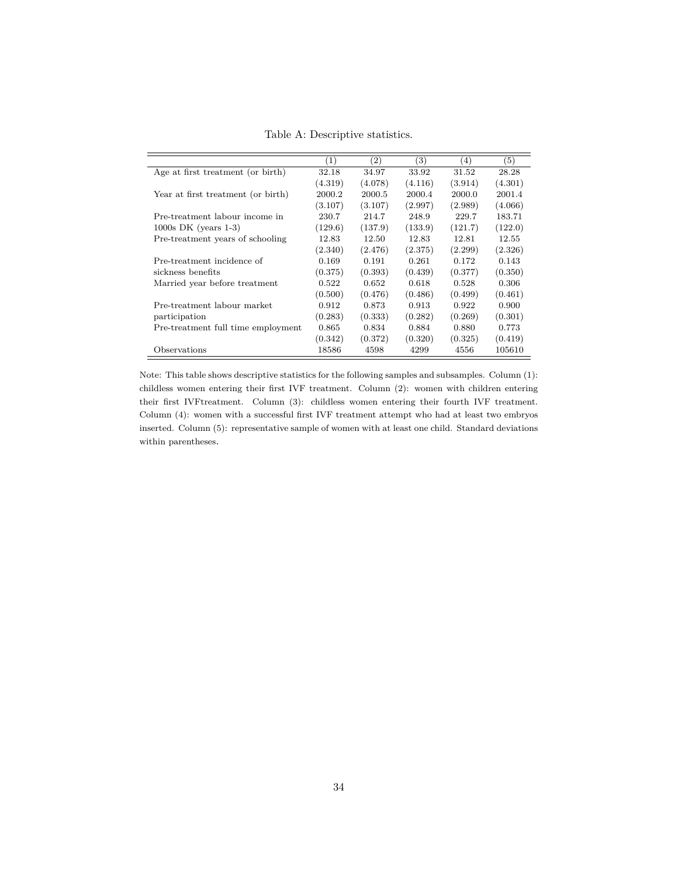Table A: Descriptive statistics.

| | (1) | (2) | (3) | (4) | (5) |
|---|---|---|---|---|---|
| Age at first treatment (or birth) | 32.18 | 34.97 | 33.92 | 31.52 | 28.28 |
| | (4.319) | (4.078) | (4.116) | (3.914) | (4.301) |
| Year at first treatment (or birth) | 2000.2 | 2000.5 | 2000.4 | 2000.0 | 2001.4 |
| | (3.107) | (3.107) | (2.997) | (2.989) | (4.066) |
| Pre-treatment labour income in 1000s DK (years 1-3) | 230.7 | 214.7 | 248.9 | 229.7 | 183.71 |
| | (129.6) | (137.9) | (133.9) | (121.7) | (122.0) |
| Pre-treatment years of schooling | 12.83 | 12.50 | 12.83 | 12.81 | 12.55 |
| | (2.340) | (2.476) | (2.375) | (2.299) | (2.326) |
| Pre-treatment incidence of sickness benefits | 0.169 | 0.191 | 0.261 | 0.172 | 0.143 |
| | (0.375) | (0.393) | (0.439) | (0.377) | (0.350) |
| Married year before treatment | 0.522 | 0.652 | 0.618 | 0.528 | 0.306 |
| | (0.500) | (0.476) | (0.486) | (0.499) | (0.461) |
| Pre-treatment labour market participation | 0.912 | 0.873 | 0.913 | 0.922 | 0.900 |
| | (0.283) | (0.333) | (0.282) | (0.269) | (0.301) |
| Pre-treatment full time employment | 0.865 | 0.834 | 0.884 | 0.880 | 0.773 |
| | (0.342) | (0.372) | (0.320) | (0.325) | (0.419) |
| Observations | 18586 | 4598 | 4299 | 4556 | 105610 |

Note: This table shows descriptive statistics for the following samples and subsamples. Column (1): childless women entering their first IVF treatment. Column (2): women with children entering their first IVFtreatment. Column (3): childless women entering their fourth IVF treatment. Column (4): women with a successful first IVF treatment attempt who had at least two embryos inserted. Column (5): representative sample of women with at least one child. Standard deviations within parentheses.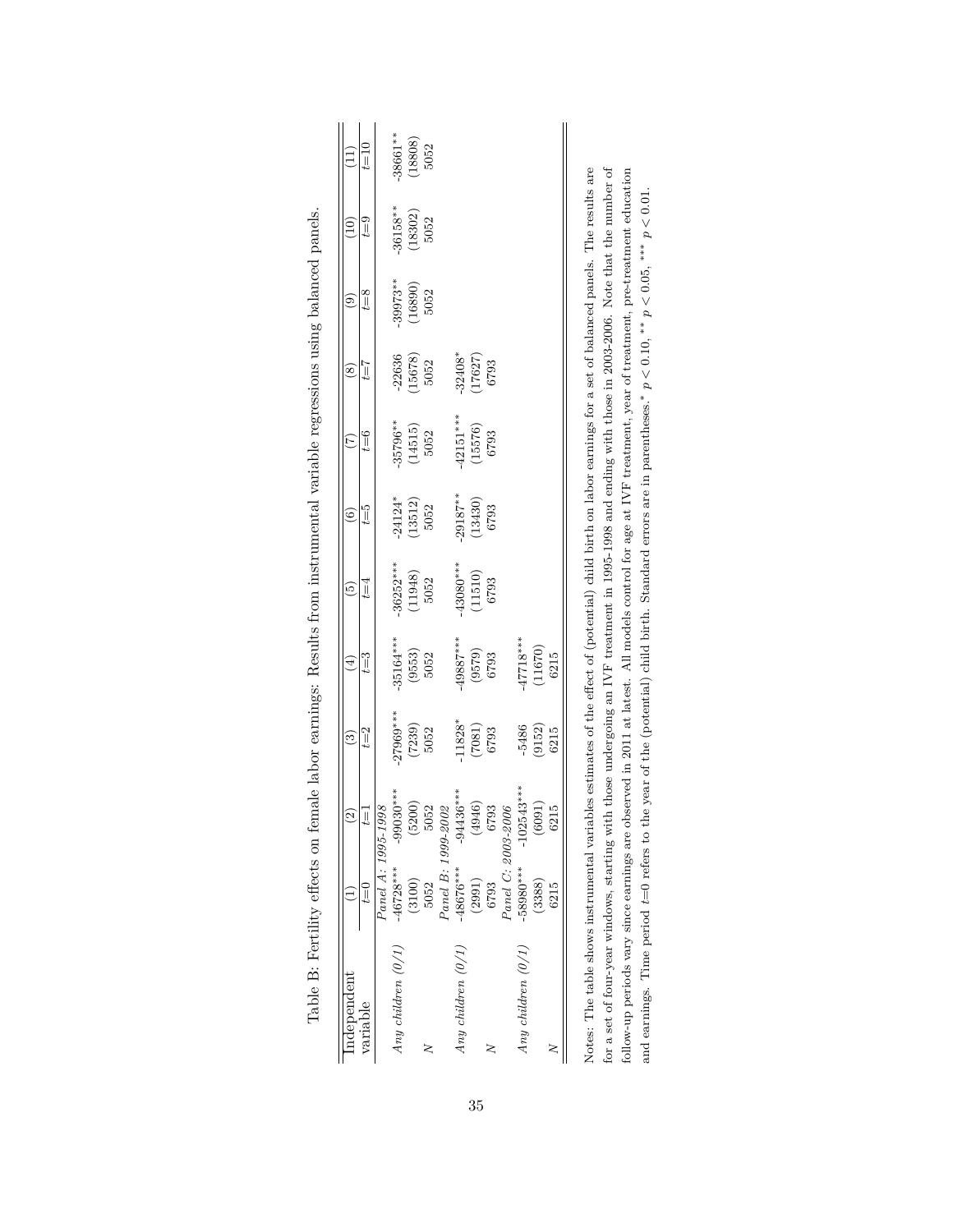Table B: Fertility effects on female labor earnings: Results from instrumental variable regressions using balanced panels.

| Independent variable | (1) $t$=0 | (2) $t$=1 | (3) $t$=2 | (4) $t$=3 | (5) $t$=4 | (6) $t$=5 | (7) $t$=6 | (8) $t$=7 | (9) $t$=8 | (10) $t$=9 | (11) $t$=10 |
|---|---|---|---|---|---|---|---|---|---|---|---|
| *Panel A: 1995-1998* | | | | | | | | | | | |
| *Any children (0/1)* | -46728*** | -99030*** | -27969*** | -35164*** | -36252*** | -24124* | -35796** | -22636 | -39973** | -36158** | -38661** |
| | (3100) | (5200) | (7239) | (9553) | (11948) | (13512) | (14515) | (15678) | (16890) | (18302) | (18808) |
| $N$ | 5052 | 5052 | 5052 | 5052 | 5052 | 5052 | 5052 | 5052 | 5052 | 5052 | 5052 |
| *Panel B: 1999-2002* | | | | | | | | | | | |
| *Any children (0/1)* | -48676*** | -94436*** | -11828* | -49887*** | -43080*** | -29187** | -42151*** | -32408* | | | |
| | (2991) | (4946) | (7081) | (9579) | (11510) | (13430) | (15576) | (17627) | | | |
| $N$ | 6793 | 6793 | 6793 | 6793 | 6793 | 6793 | 6793 | 6793 | | | |
| *Panel C: 2003-2006* | | | | | | | | | | | |
| *Any children (0/1)* | -58980*** | -102543*** | -5486 | -47718*** | | | | | | | |
| | (3388) | (6091) | (9152) | (11670) | | | | | | | |
| $N$ | 6215 | 6215 | 6215 | 6215 | | | | | | | |

Notes: The table shows instrumental variables estimates of the effect of (potential) child birth on labor earnings for a set of balanced panels. The results are for a set of four-year windows, starting with those undergoing an IVF treatment in 1995-1998 and ending with those in 2003-2006. Note that the number of follow-up periods vary since earnings are observed in 2011 at latest. All models control for age at IVF treatment, year of treatment, pre-treatment education and earnings. Time period $t$=0 refers to the year of the (potential) child birth. Standard errors are in parentheses.* $p < 0.10$, ** $p < 0.05$, *** $p < 0.01$.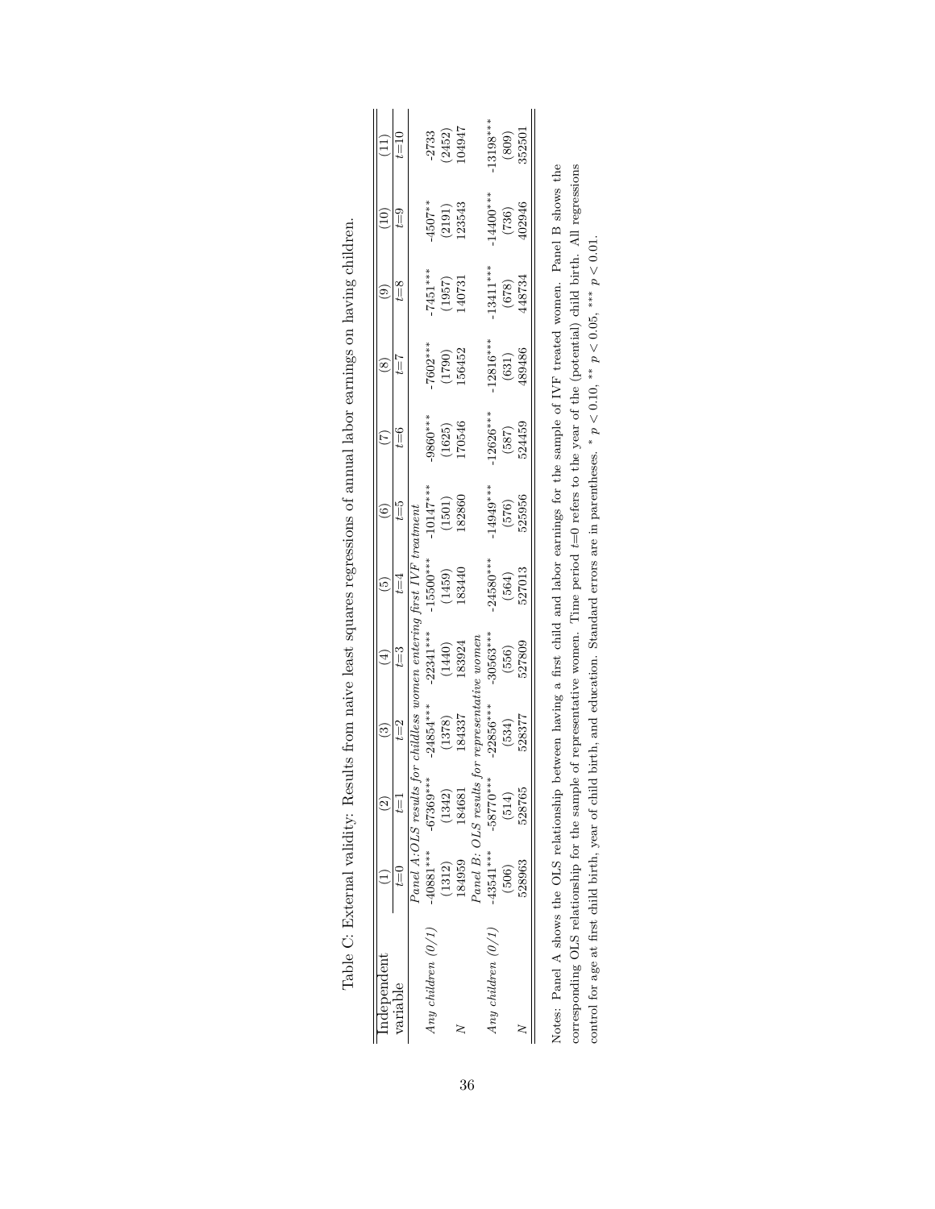Table C: External validity: Results from naive least squares regressions of annual labor earnings on having children.

| Independent variable | (1) $t$=0 | (2) $t$=1 | (3) $t$=2 | (4) $t$=3 | (5) $t$=4 | (6) $t$=5 | (7) $t$=6 | (8) $t$=7 | (9) $t$=8 | (10) $t$=9 | (11) $t$=10 |
|---|---|---|---|---|---|---|---|---|---|---|---|
| *Panel A:OLS results for childless women entering first IVF treatment* | | | | | | | | | | | |
| *Any children (0/1)* | -40881*** | -67369*** | -24854*** | -22341*** | -15500*** | -10147*** | -9860*** | -7602*** | -7451*** | -4507** | -2733 |
| | (1312) | (1342) | (1378) | (1440) | (1459) | (1501) | (1625) | (1790) | (1957) | (2191) | (2452) |
| *N* | 184959 | 184681 | 184337 | 183924 | 183440 | 182860 | 170546 | 156452 | 140731 | 123543 | 104947 |
| *Panel B: OLS results for representative women* | | | | | | | | | | | |
| *Any children (0/1)* | -43541*** | -58770*** | -22856*** | -30563*** | -24580*** | -14949*** | -12626*** | -12816*** | -13411*** | -14400*** | -13198*** |
| | (506) | (514) | (534) | (556) | (564) | (576) | (587) | (631) | (678) | (736) | (809) |
| *N* | 528963 | 528765 | 528377 | 527809 | 527013 | 525956 | 524459 | 489486 | 448734 | 402946 | 352501 |

Notes: Panel A shows the OLS relationship between having a first child and labor earnings for the sample of IVF treated women. Panel B shows the corresponding OLS relationship for the sample of representative women. Time period $t$=0 refers to the year of the (potential) child birth. All regressions control for age at first child birth, year of child birth, and education. Standard errors are in parentheses. * $p < 0.10$, ** $p < 0.05$, *** $p < 0.01$.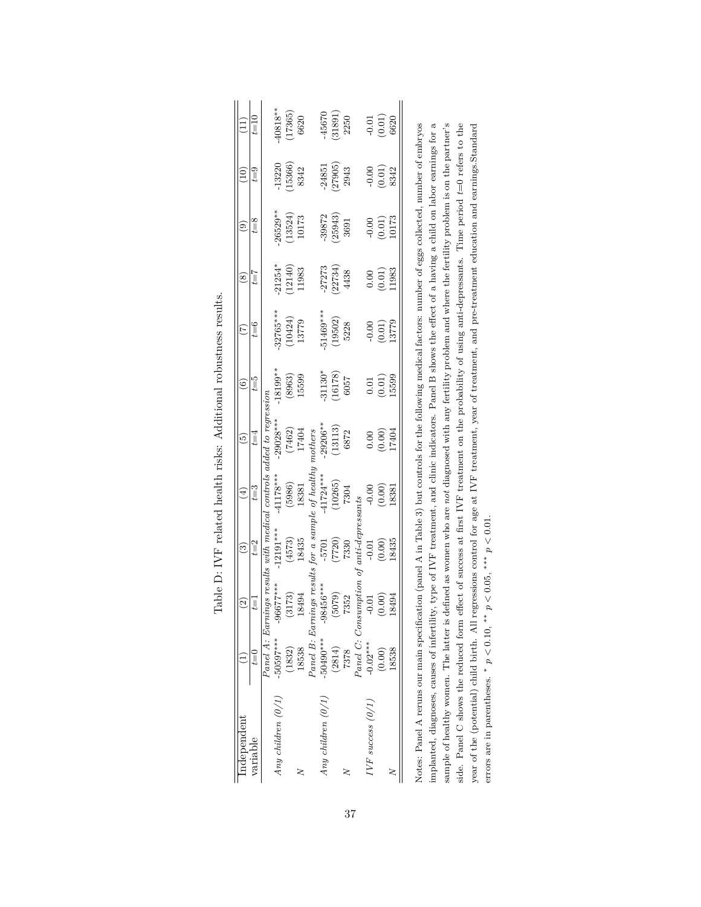Table D: IVF related health risks: Additional robustness results.

| Independent variable | (1) $t$=0 | (2) $t$=1 | (3) $t$=2 | (4) $t$=3 | (5) $t$=4 | (6) $t$=5 | (7) $t$=6 | (8) $t$=7 | (9) $t$=8 | (10) $t$=9 | (11) $t$=10 |
|---|---|---|---|---|---|---|---|---|---|---|---|
| *Panel A: Earnings results with medical controls added to regression* | | | | | | | | | | | |
| *Any children (0/1)* | -50597*** | -96677*** | -12191*** | -41178*** | -29028*** | -18199** | -32765*** | -21254* | -26529** | -13220 | -40818** |
| | (1832) | (3173) | (4573) | (5986) | (7462) | (8963) | (10424) | (12140) | (13524) | (15366) | (17365) |
| $N$ | 18538 | 18494 | 18435 | 18381 | 17404 | 15599 | 13779 | 11983 | 10173 | 8342 | 6620 |
| *Panel B: Earnings results for a sample of healthy mothers* | | | | | | | | | | | |
| *Any children (0/1)* | -50490*** | -98456*** | -5701 | -41724*** | -29206** | -31130* | -51469*** | -27273 | -39872 | -24851 | -45670 |
| | (2814) | (5079) | (7720) | (10265) | (13113) | (16178) | (19502) | (22734) | (25943) | (27905) | (31891) |
| $N$ | 7378 | 7352 | 7330 | 7304 | 6872 | 6057 | 5228 | 4438 | 3691 | 2943 | 2250 |
| *Panel C: Consumption of anti-depressants* | | | | | | | | | | | |
| *IVF success (0/1)* | -0.02*** | -0.01 | -0.01 | -0.00 | 0.00 | 0.01 | -0.00 | 0.00 | -0.00 | -0.00 | -0.01 |
| | (0.00) | (0.00) | (0.00) | (0.00) | (0.00) | (0.01) | (0.01) | (0.01) | (0.01) | (0.01) | (0.01) |
| $N$ | 18538 | 18494 | 18435 | 18381 | 17404 | 15599 | 13779 | 11983 | 10173 | 8342 | 6620 |

Notes: Panel A reruns our main specification (panel A in Table 3) but controls for the following medical factors: number of eggs collected, number of embryos implanted, diagnoses, causes of infertility, type of IVF treatment, and clinic indicators. Panel B shows the effect of a having a child on labor earnings for a sample of healthy women. The latter is defined as women who are *not* diagnosed with any fertility problem and where the fertility problem is on the partner's side. Panel C shows the reduced form effect of success at first IVF treatment on the probability of using anti-depressants. Time period $t$=0 refers to the year of the (potential) child birth. All regressions control for age at IVF treatment, year of treatment, and pre-treatment education and earnings.Standard errors are in parentheses. * $p < 0.10$, ** $p < 0.05$, *** $p < 0.01$.